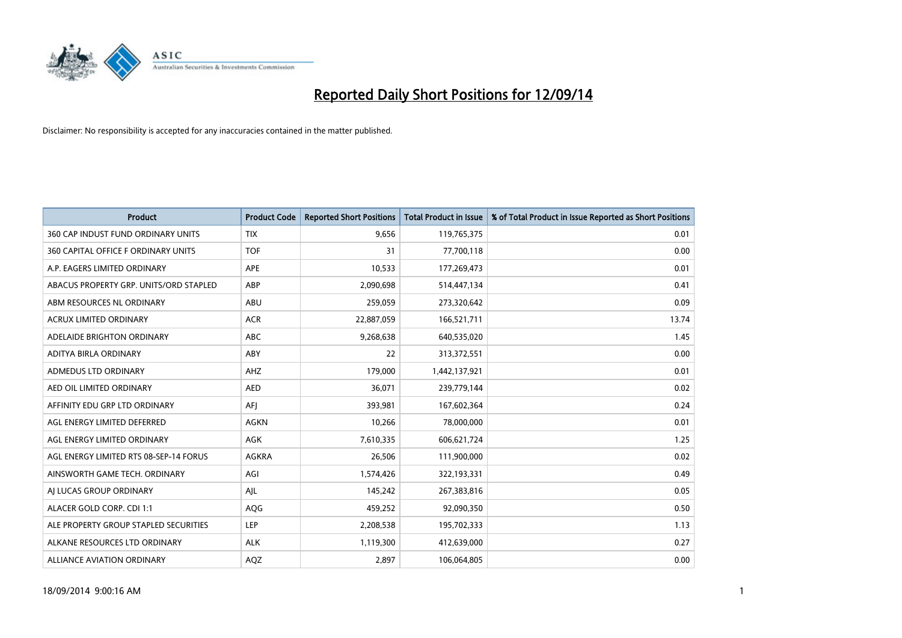# Reported Daily Short Positions for 12/09/14

Disclaimer: No responsibility is accepted for any inaccuracies contained in the matter published.

| Product | Product Code | Reported Short Positions | Total Product in Issue | % of Total Product in Issue Reported as Short Positions |
|---|---|---|---|---|
| 360 CAP INDUST FUND ORDINARY UNITS | TIX | 9,656 | 119,765,375 | 0.01 |
| 360 CAPITAL OFFICE F ORDINARY UNITS | TOF | 31 | 77,700,118 | 0.00 |
| A.P. EAGERS LIMITED ORDINARY | APE | 10,533 | 177,269,473 | 0.01 |
| ABACUS PROPERTY GRP. UNITS/ORD STAPLED | ABP | 2,090,698 | 514,447,134 | 0.41 |
| ABM RESOURCES NL ORDINARY | ABU | 259,059 | 273,320,642 | 0.09 |
| ACRUX LIMITED ORDINARY | ACR | 22,887,059 | 166,521,711 | 13.74 |
| ADELAIDE BRIGHTON ORDINARY | ABC | 9,268,638 | 640,535,020 | 1.45 |
| ADITYA BIRLA ORDINARY | ABY | 22 | 313,372,551 | 0.00 |
| ADMEDUS LTD ORDINARY | AHZ | 179,000 | 1,442,137,921 | 0.01 |
| AED OIL LIMITED ORDINARY | AED | 36,071 | 239,779,144 | 0.02 |
| AFFINITY EDU GRP LTD ORDINARY | AFJ | 393,981 | 167,602,364 | 0.24 |
| AGL ENERGY LIMITED DEFERRED | AGKN | 10,266 | 78,000,000 | 0.01 |
| AGL ENERGY LIMITED ORDINARY | AGK | 7,610,335 | 606,621,724 | 1.25 |
| AGL ENERGY LIMITED RTS 08-SEP-14 FORUS | AGKRA | 26,506 | 111,900,000 | 0.02 |
| AINSWORTH GAME TECH. ORDINARY | AGI | 1,574,426 | 322,193,331 | 0.49 |
| AJ LUCAS GROUP ORDINARY | AJL | 145,242 | 267,383,816 | 0.05 |
| ALACER GOLD CORP. CDI 1:1 | AQG | 459,252 | 92,090,350 | 0.50 |
| ALE PROPERTY GROUP STAPLED SECURITIES | LEP | 2,208,538 | 195,702,333 | 1.13 |
| ALKANE RESOURCES LTD ORDINARY | ALK | 1,119,300 | 412,639,000 | 0.27 |
| ALLIANCE AVIATION ORDINARY | AQZ | 2,897 | 106,064,805 | 0.00 |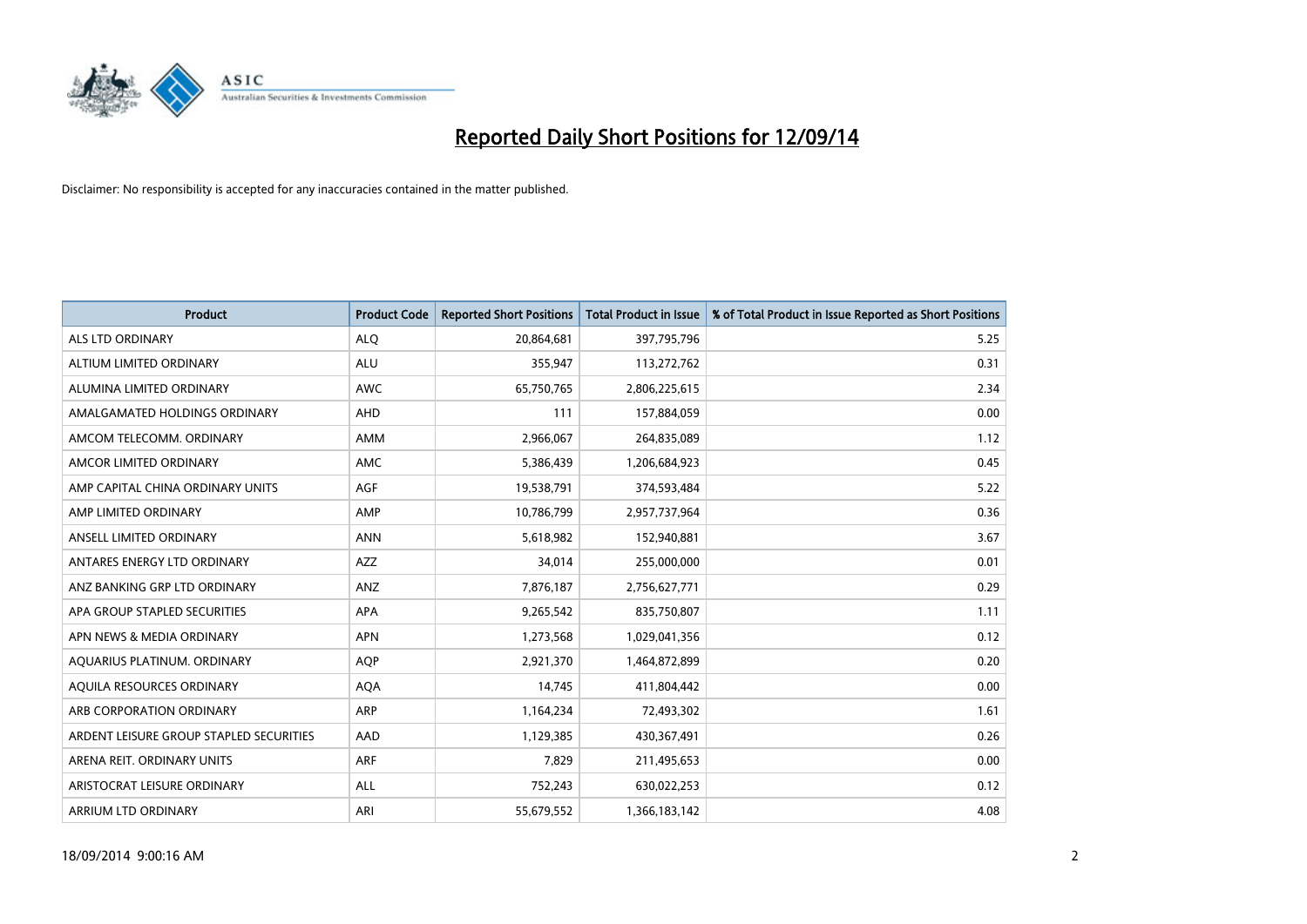# Reported Daily Short Positions for 12/09/14

Disclaimer: No responsibility is accepted for any inaccuracies contained in the matter published.

| Product | Product Code | Reported Short Positions | Total Product in Issue | % of Total Product in Issue Reported as Short Positions |
|---|---|---|---|---|
| ALS LTD ORDINARY | ALQ | 20,864,681 | 397,795,796 | 5.25 |
| ALTIUM LIMITED ORDINARY | ALU | 355,947 | 113,272,762 | 0.31 |
| ALUMINA LIMITED ORDINARY | AWC | 65,750,765 | 2,806,225,615 | 2.34 |
| AMALGAMATED HOLDINGS ORDINARY | AHD | 111 | 157,884,059 | 0.00 |
| AMCOM TELECOMM. ORDINARY | AMM | 2,966,067 | 264,835,089 | 1.12 |
| AMCOR LIMITED ORDINARY | AMC | 5,386,439 | 1,206,684,923 | 0.45 |
| AMP CAPITAL CHINA ORDINARY UNITS | AGF | 19,538,791 | 374,593,484 | 5.22 |
| AMP LIMITED ORDINARY | AMP | 10,786,799 | 2,957,737,964 | 0.36 |
| ANSELL LIMITED ORDINARY | ANN | 5,618,982 | 152,940,881 | 3.67 |
| ANTARES ENERGY LTD ORDINARY | AZZ | 34,014 | 255,000,000 | 0.01 |
| ANZ BANKING GRP LTD ORDINARY | ANZ | 7,876,187 | 2,756,627,771 | 0.29 |
| APA GROUP STAPLED SECURITIES | APA | 9,265,542 | 835,750,807 | 1.11 |
| APN NEWS & MEDIA ORDINARY | APN | 1,273,568 | 1,029,041,356 | 0.12 |
| AQUARIUS PLATINUM. ORDINARY | AQP | 2,921,370 | 1,464,872,899 | 0.20 |
| AQUILA RESOURCES ORDINARY | AQA | 14,745 | 411,804,442 | 0.00 |
| ARB CORPORATION ORDINARY | ARP | 1,164,234 | 72,493,302 | 1.61 |
| ARDENT LEISURE GROUP STAPLED SECURITIES | AAD | 1,129,385 | 430,367,491 | 0.26 |
| ARENA REIT. ORDINARY UNITS | ARF | 7,829 | 211,495,653 | 0.00 |
| ARISTOCRAT LEISURE ORDINARY | ALL | 752,243 | 630,022,253 | 0.12 |
| ARRIUM LTD ORDINARY | ARI | 55,679,552 | 1,366,183,142 | 4.08 |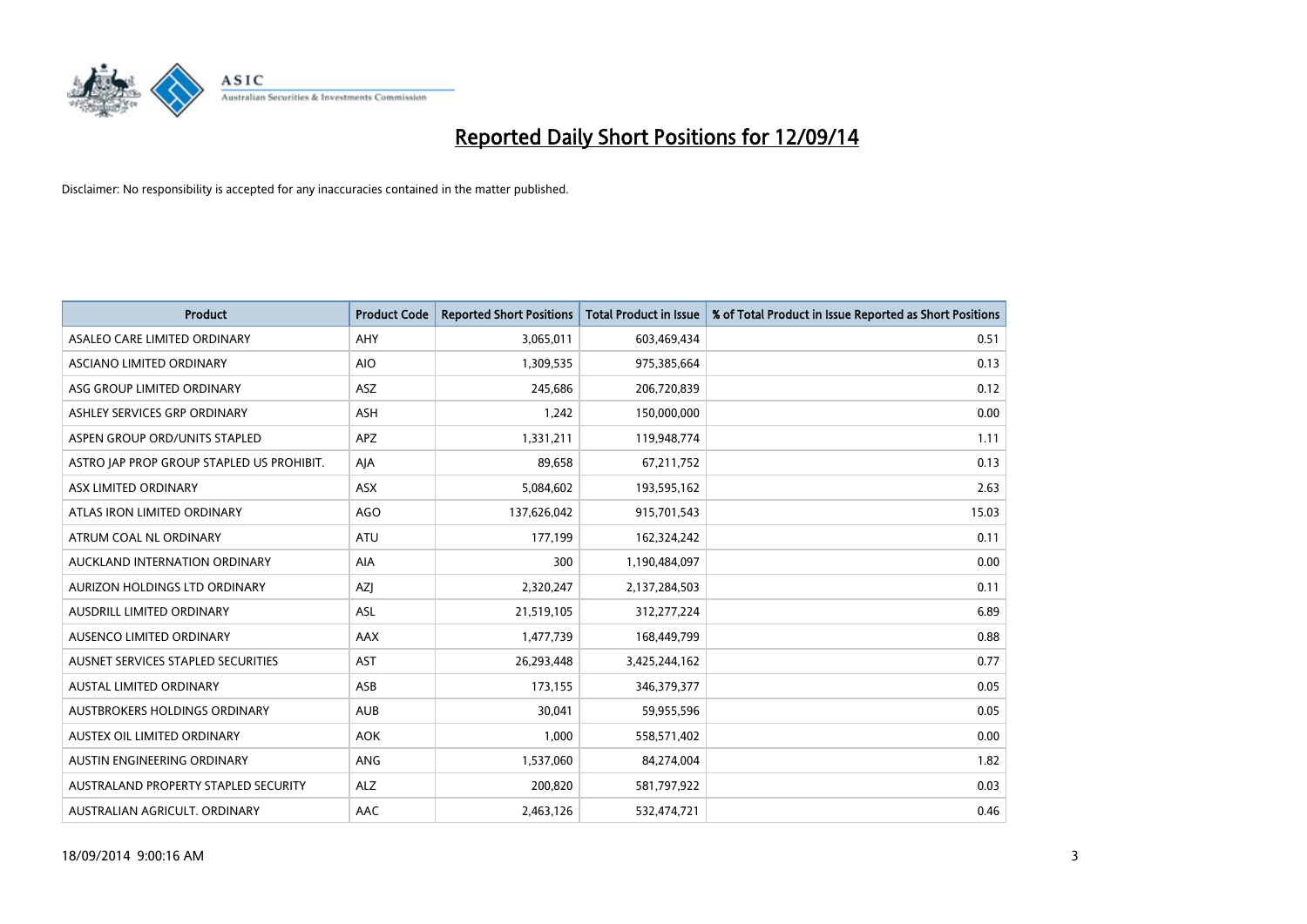# Reported Daily Short Positions for 12/09/14

Disclaimer: No responsibility is accepted for any inaccuracies contained in the matter published.

| Product | Product Code | Reported Short Positions | Total Product in Issue | % of Total Product in Issue Reported as Short Positions |
|---|---|---|---|---|
| ASALEO CARE LIMITED ORDINARY | AHY | 3,065,011 | 603,469,434 | 0.51 |
| ASCIANO LIMITED ORDINARY | AIO | 1,309,535 | 975,385,664 | 0.13 |
| ASG GROUP LIMITED ORDINARY | ASZ | 245,686 | 206,720,839 | 0.12 |
| ASHLEY SERVICES GRP ORDINARY | ASH | 1,242 | 150,000,000 | 0.00 |
| ASPEN GROUP ORD/UNITS STAPLED | APZ | 1,331,211 | 119,948,774 | 1.11 |
| ASTRO JAP PROP GROUP STAPLED US PROHIBIT. | AJA | 89,658 | 67,211,752 | 0.13 |
| ASX LIMITED ORDINARY | ASX | 5,084,602 | 193,595,162 | 2.63 |
| ATLAS IRON LIMITED ORDINARY | AGO | 137,626,042 | 915,701,543 | 15.03 |
| ATRUM COAL NL ORDINARY | ATU | 177,199 | 162,324,242 | 0.11 |
| AUCKLAND INTERNATION ORDINARY | AIA | 300 | 1,190,484,097 | 0.00 |
| AURIZON HOLDINGS LTD ORDINARY | AZJ | 2,320,247 | 2,137,284,503 | 0.11 |
| AUSDRILL LIMITED ORDINARY | ASL | 21,519,105 | 312,277,224 | 6.89 |
| AUSENCO LIMITED ORDINARY | AAX | 1,477,739 | 168,449,799 | 0.88 |
| AUSNET SERVICES STAPLED SECURITIES | AST | 26,293,448 | 3,425,244,162 | 0.77 |
| AUSTAL LIMITED ORDINARY | ASB | 173,155 | 346,379,377 | 0.05 |
| AUSTBROKERS HOLDINGS ORDINARY | AUB | 30,041 | 59,955,596 | 0.05 |
| AUSTEX OIL LIMITED ORDINARY | AOK | 1,000 | 558,571,402 | 0.00 |
| AUSTIN ENGINEERING ORDINARY | ANG | 1,537,060 | 84,274,004 | 1.82 |
| AUSTRALAND PROPERTY STAPLED SECURITY | ALZ | 200,820 | 581,797,922 | 0.03 |
| AUSTRALIAN AGRICULT. ORDINARY | AAC | 2,463,126 | 532,474,721 | 0.46 |

18/09/2014 9:00:16 AM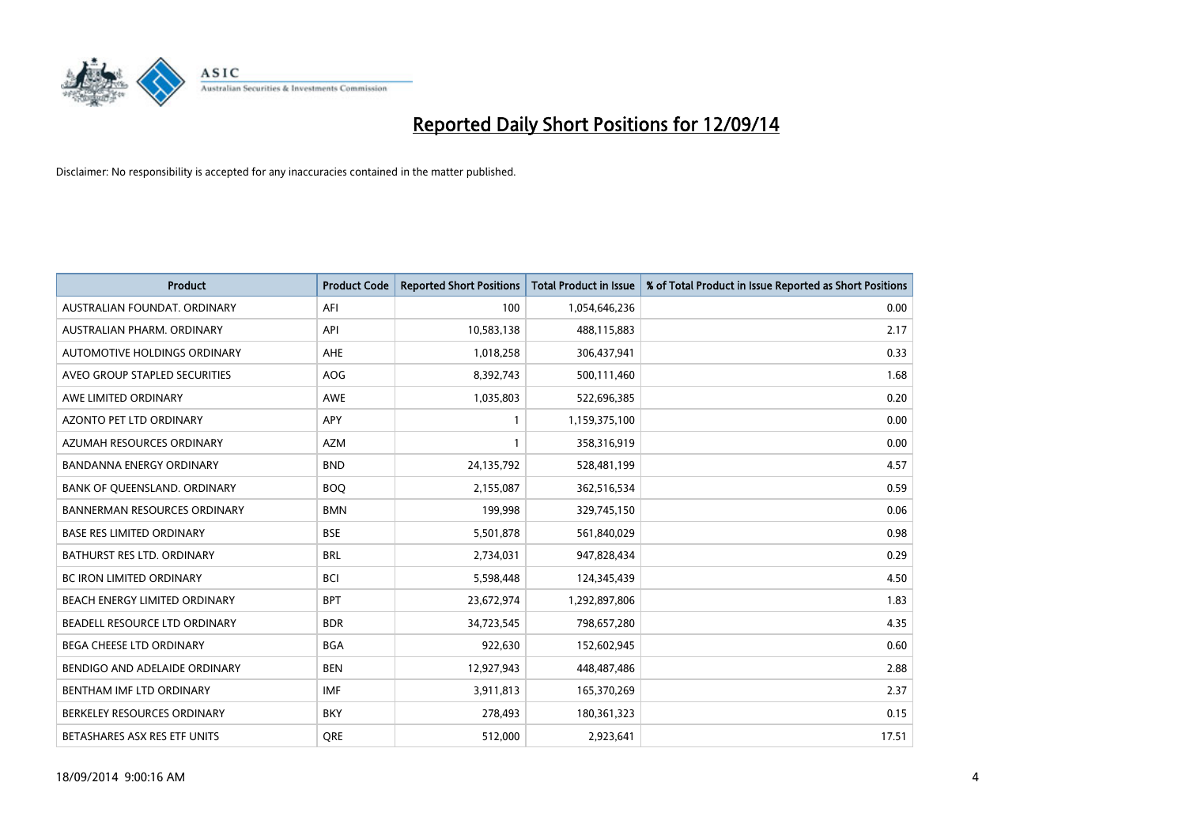# Reported Daily Short Positions for 12/09/14

Disclaimer: No responsibility is accepted for any inaccuracies contained in the matter published.

| Product | Product Code | Reported Short Positions | Total Product in Issue | % of Total Product in Issue Reported as Short Positions |
|---|---|---|---|---|
| AUSTRALIAN FOUNDAT. ORDINARY | AFI | 100 | 1,054,646,236 | 0.00 |
| AUSTRALIAN PHARM. ORDINARY | API | 10,583,138 | 488,115,883 | 2.17 |
| AUTOMOTIVE HOLDINGS ORDINARY | AHE | 1,018,258 | 306,437,941 | 0.33 |
| AVEO GROUP STAPLED SECURITIES | AOG | 8,392,743 | 500,111,460 | 1.68 |
| AWE LIMITED ORDINARY | AWE | 1,035,803 | 522,696,385 | 0.20 |
| AZONTO PET LTD ORDINARY | APY | 1 | 1,159,375,100 | 0.00 |
| AZUMAH RESOURCES ORDINARY | AZM | 1 | 358,316,919 | 0.00 |
| BANDANNA ENERGY ORDINARY | BND | 24,135,792 | 528,481,199 | 4.57 |
| BANK OF QUEENSLAND. ORDINARY | BOQ | 2,155,087 | 362,516,534 | 0.59 |
| BANNERMAN RESOURCES ORDINARY | BMN | 199,998 | 329,745,150 | 0.06 |
| BASE RES LIMITED ORDINARY | BSE | 5,501,878 | 561,840,029 | 0.98 |
| BATHURST RES LTD. ORDINARY | BRL | 2,734,031 | 947,828,434 | 0.29 |
| BC IRON LIMITED ORDINARY | BCI | 5,598,448 | 124,345,439 | 4.50 |
| BEACH ENERGY LIMITED ORDINARY | BPT | 23,672,974 | 1,292,897,806 | 1.83 |
| BEADELL RESOURCE LTD ORDINARY | BDR | 34,723,545 | 798,657,280 | 4.35 |
| BEGA CHEESE LTD ORDINARY | BGA | 922,630 | 152,602,945 | 0.60 |
| BENDIGO AND ADELAIDE ORDINARY | BEN | 12,927,943 | 448,487,486 | 2.88 |
| BENTHAM IMF LTD ORDINARY | IMF | 3,911,813 | 165,370,269 | 2.37 |
| BERKELEY RESOURCES ORDINARY | BKY | 278,493 | 180,361,323 | 0.15 |
| BETASHARES ASX RES ETF UNITS | QRE | 512,000 | 2,923,641 | 17.51 |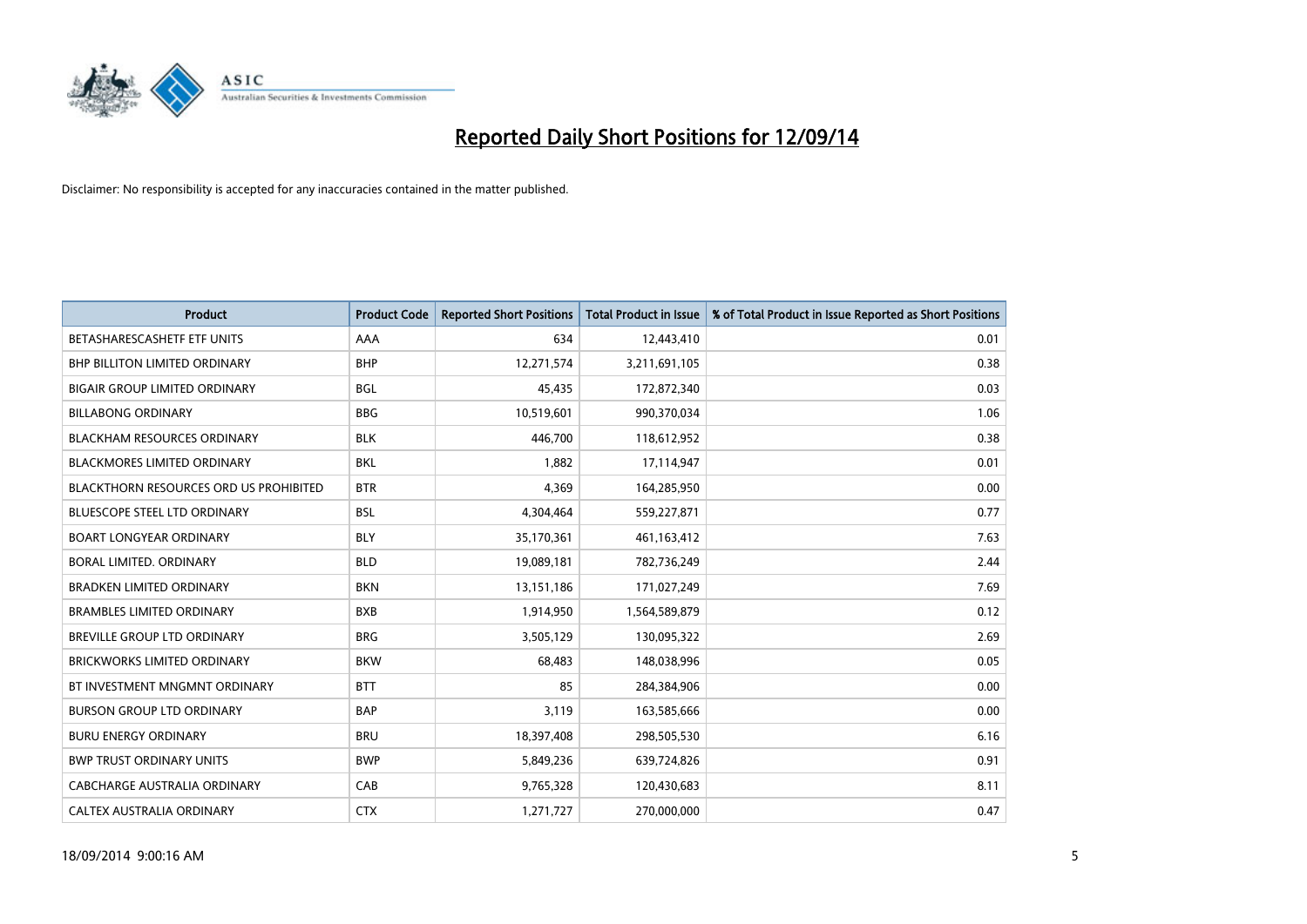# Reported Daily Short Positions for 12/09/14

Disclaimer: No responsibility is accepted for any inaccuracies contained in the matter published.

| Product | Product Code | Reported Short Positions | Total Product in Issue | % of Total Product in Issue Reported as Short Positions |
|---|---|---|---|---|
| BETASHARESCASHETF ETF UNITS | AAA | 634 | 12,443,410 | 0.01 |
| BHP BILLITON LIMITED ORDINARY | BHP | 12,271,574 | 3,211,691,105 | 0.38 |
| BIGAIR GROUP LIMITED ORDINARY | BGL | 45,435 | 172,872,340 | 0.03 |
| BILLABONG ORDINARY | BBG | 10,519,601 | 990,370,034 | 1.06 |
| BLACKHAM RESOURCES ORDINARY | BLK | 446,700 | 118,612,952 | 0.38 |
| BLACKMORES LIMITED ORDINARY | BKL | 1,882 | 17,114,947 | 0.01 |
| BLACKTHORN RESOURCES ORD US PROHIBITED | BTR | 4,369 | 164,285,950 | 0.00 |
| BLUESCOPE STEEL LTD ORDINARY | BSL | 4,304,464 | 559,227,871 | 0.77 |
| BOART LONGYEAR ORDINARY | BLY | 35,170,361 | 461,163,412 | 7.63 |
| BORAL LIMITED. ORDINARY | BLD | 19,089,181 | 782,736,249 | 2.44 |
| BRADKEN LIMITED ORDINARY | BKN | 13,151,186 | 171,027,249 | 7.69 |
| BRAMBLES LIMITED ORDINARY | BXB | 1,914,950 | 1,564,589,879 | 0.12 |
| BREVILLE GROUP LTD ORDINARY | BRG | 3,505,129 | 130,095,322 | 2.69 |
| BRICKWORKS LIMITED ORDINARY | BKW | 68,483 | 148,038,996 | 0.05 |
| BT INVESTMENT MNGMNT ORDINARY | BTT | 85 | 284,384,906 | 0.00 |
| BURSON GROUP LTD ORDINARY | BAP | 3,119 | 163,585,666 | 0.00 |
| BURU ENERGY ORDINARY | BRU | 18,397,408 | 298,505,530 | 6.16 |
| BWP TRUST ORDINARY UNITS | BWP | 5,849,236 | 639,724,826 | 0.91 |
| CABCHARGE AUSTRALIA ORDINARY | CAB | 9,765,328 | 120,430,683 | 8.11 |
| CALTEX AUSTRALIA ORDINARY | CTX | 1,271,727 | 270,000,000 | 0.47 |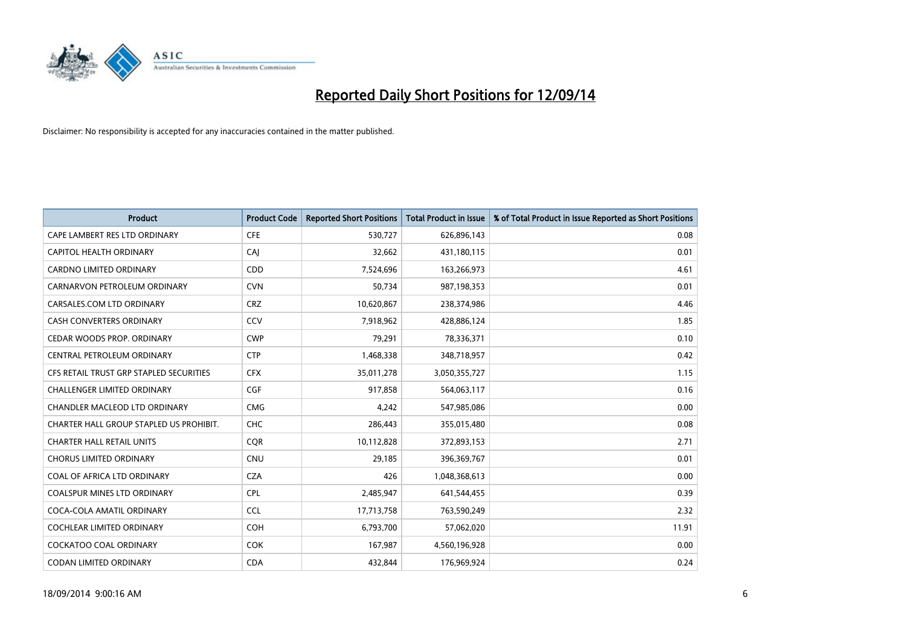# Reported Daily Short Positions for 12/09/14

Disclaimer: No responsibility is accepted for any inaccuracies contained in the matter published.

| Product | Product Code | Reported Short Positions | Total Product in Issue | % of Total Product in Issue Reported as Short Positions |
|---|---|---|---|---|
| CAPE LAMBERT RES LTD ORDINARY | CFE | 530,727 | 626,896,143 | 0.08 |
| CAPITOL HEALTH ORDINARY | CAJ | 32,662 | 431,180,115 | 0.01 |
| CARDNO LIMITED ORDINARY | CDD | 7,524,696 | 163,266,973 | 4.61 |
| CARNARVON PETROLEUM ORDINARY | CVN | 50,734 | 987,198,353 | 0.01 |
| CARSALES.COM LTD ORDINARY | CRZ | 10,620,867 | 238,374,986 | 4.46 |
| CASH CONVERTERS ORDINARY | CCV | 7,918,962 | 428,886,124 | 1.85 |
| CEDAR WOODS PROP. ORDINARY | CWP | 79,291 | 78,336,371 | 0.10 |
| CENTRAL PETROLEUM ORDINARY | CTP | 1,468,338 | 348,718,957 | 0.42 |
| CFS RETAIL TRUST GRP STAPLED SECURITIES | CFX | 35,011,278 | 3,050,355,727 | 1.15 |
| CHALLENGER LIMITED ORDINARY | CGF | 917,858 | 564,063,117 | 0.16 |
| CHANDLER MACLEOD LTD ORDINARY | CMG | 4,242 | 547,985,086 | 0.00 |
| CHARTER HALL GROUP STAPLED US PROHIBIT. | CHC | 286,443 | 355,015,480 | 0.08 |
| CHARTER HALL RETAIL UNITS | CQR | 10,112,828 | 372,893,153 | 2.71 |
| CHORUS LIMITED ORDINARY | CNU | 29,185 | 396,369,767 | 0.01 |
| COAL OF AFRICA LTD ORDINARY | CZA | 426 | 1,048,368,613 | 0.00 |
| COALSPUR MINES LTD ORDINARY | CPL | 2,485,947 | 641,544,455 | 0.39 |
| COCA-COLA AMATIL ORDINARY | CCL | 17,713,758 | 763,590,249 | 2.32 |
| COCHLEAR LIMITED ORDINARY | COH | 6,793,700 | 57,062,020 | 11.91 |
| COCKATOO COAL ORDINARY | COK | 167,987 | 4,560,196,928 | 0.00 |
| CODAN LIMITED ORDINARY | CDA | 432,844 | 176,969,924 | 0.24 |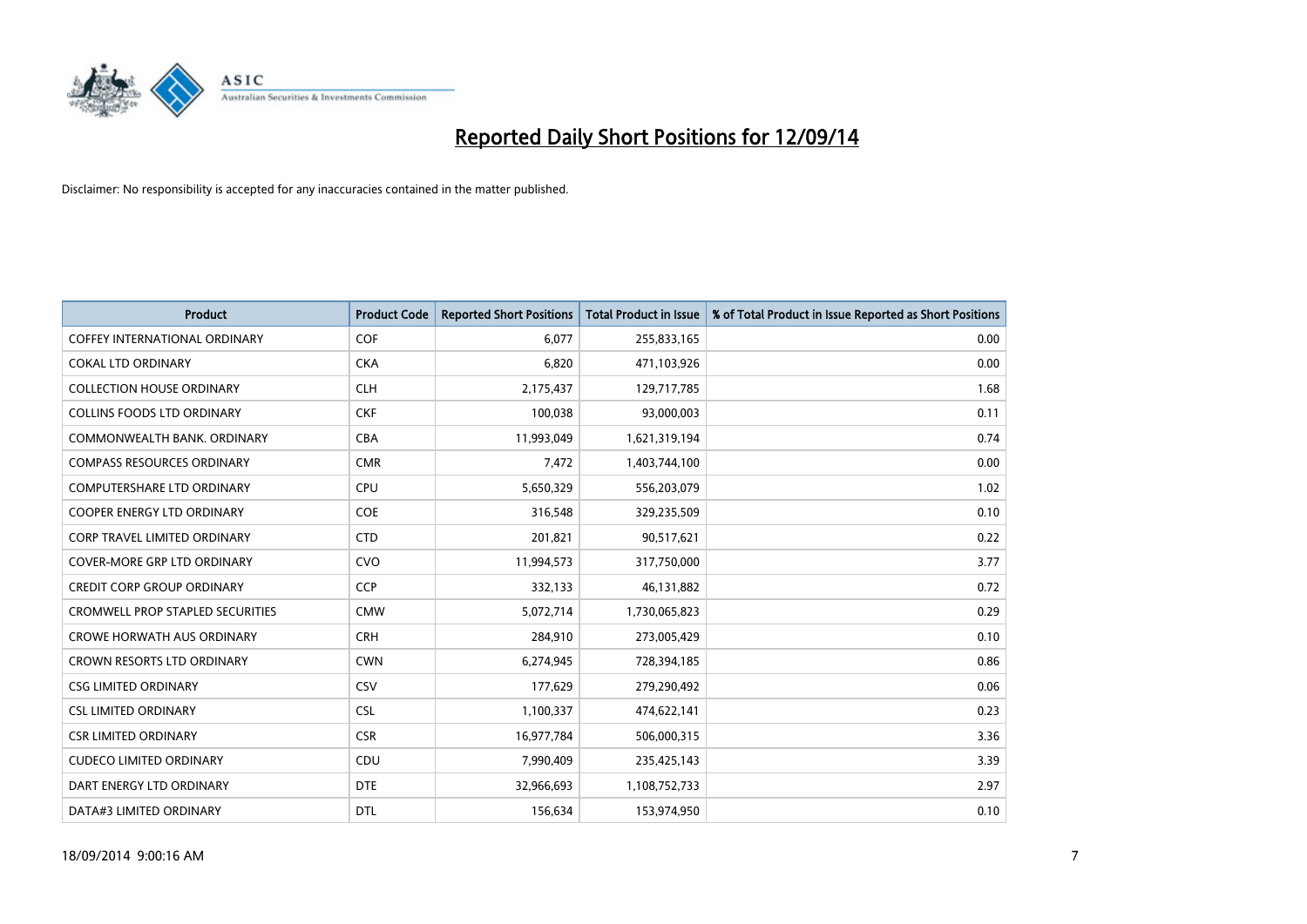# Reported Daily Short Positions for 12/09/14

Disclaimer: No responsibility is accepted for any inaccuracies contained in the matter published.

| Product | Product Code | Reported Short Positions | Total Product in Issue | % of Total Product in Issue Reported as Short Positions |
|---|---|---|---|---|
| COFFEY INTERNATIONAL ORDINARY | COF | 6,077 | 255,833,165 | 0.00 |
| COKAL LTD ORDINARY | CKA | 6,820 | 471,103,926 | 0.00 |
| COLLECTION HOUSE ORDINARY | CLH | 2,175,437 | 129,717,785 | 1.68 |
| COLLINS FOODS LTD ORDINARY | CKF | 100,038 | 93,000,003 | 0.11 |
| COMMONWEALTH BANK. ORDINARY | CBA | 11,993,049 | 1,621,319,194 | 0.74 |
| COMPASS RESOURCES ORDINARY | CMR | 7,472 | 1,403,744,100 | 0.00 |
| COMPUTERSHARE LTD ORDINARY | CPU | 5,650,329 | 556,203,079 | 1.02 |
| COOPER ENERGY LTD ORDINARY | COE | 316,548 | 329,235,509 | 0.10 |
| CORP TRAVEL LIMITED ORDINARY | CTD | 201,821 | 90,517,621 | 0.22 |
| COVER-MORE GRP LTD ORDINARY | CVO | 11,994,573 | 317,750,000 | 3.77 |
| CREDIT CORP GROUP ORDINARY | CCP | 332,133 | 46,131,882 | 0.72 |
| CROMWELL PROP STAPLED SECURITIES | CMW | 5,072,714 | 1,730,065,823 | 0.29 |
| CROWE HORWATH AUS ORDINARY | CRH | 284,910 | 273,005,429 | 0.10 |
| CROWN RESORTS LTD ORDINARY | CWN | 6,274,945 | 728,394,185 | 0.86 |
| CSG LIMITED ORDINARY | CSV | 177,629 | 279,290,492 | 0.06 |
| CSL LIMITED ORDINARY | CSL | 1,100,337 | 474,622,141 | 0.23 |
| CSR LIMITED ORDINARY | CSR | 16,977,784 | 506,000,315 | 3.36 |
| CUDECO LIMITED ORDINARY | CDU | 7,990,409 | 235,425,143 | 3.39 |
| DART ENERGY LTD ORDINARY | DTE | 32,966,693 | 1,108,752,733 | 2.97 |
| DATA#3 LIMITED ORDINARY | DTL | 156,634 | 153,974,950 | 0.10 |

18/09/2014 9:00:16 AM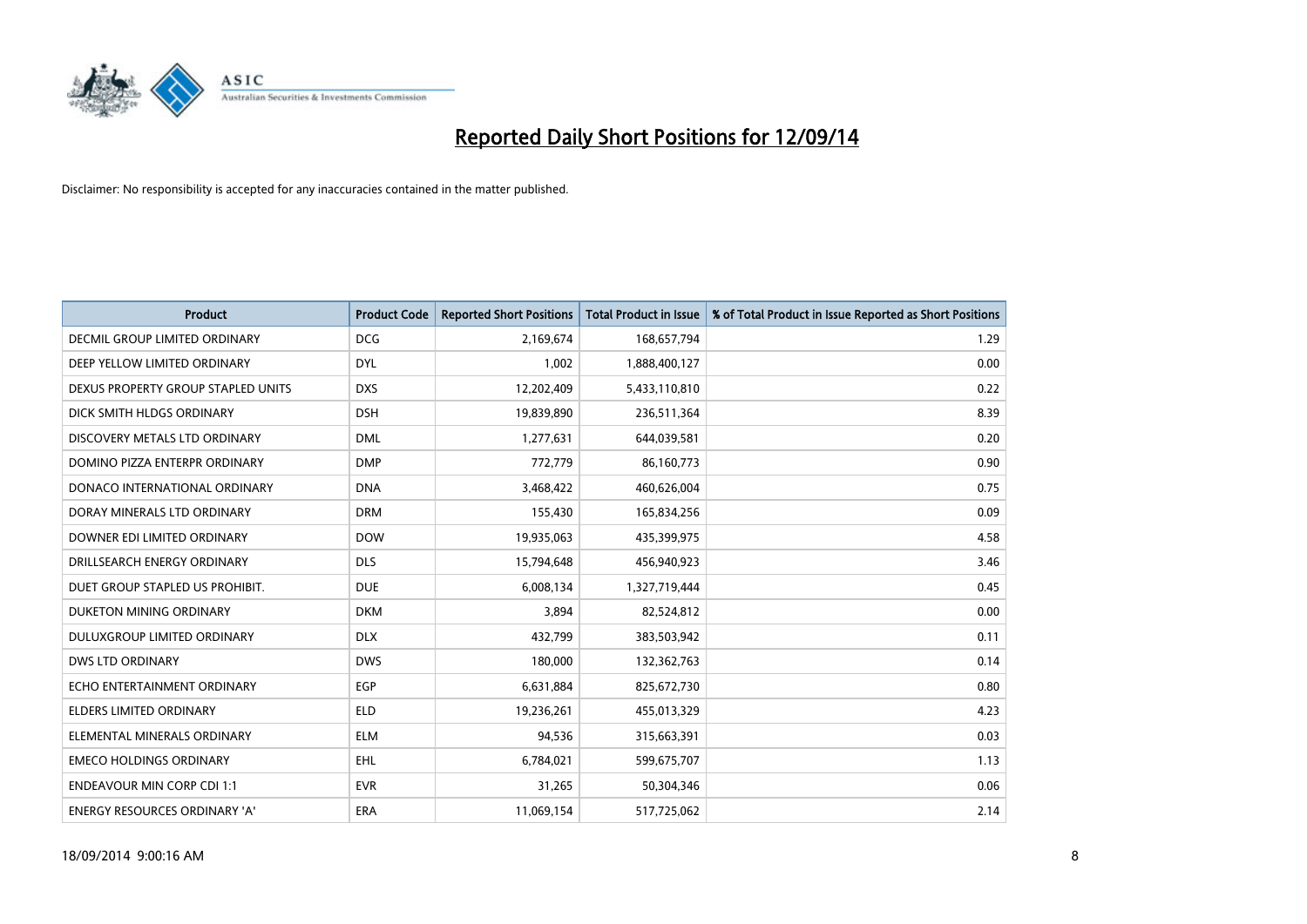# Reported Daily Short Positions for 12/09/14

Disclaimer: No responsibility is accepted for any inaccuracies contained in the matter published.

| Product | Product Code | Reported Short Positions | Total Product in Issue | % of Total Product in Issue Reported as Short Positions |
|---|---|---|---|---|
| DECMIL GROUP LIMITED ORDINARY | DCG | 2,169,674 | 168,657,794 | 1.29 |
| DEEP YELLOW LIMITED ORDINARY | DYL | 1,002 | 1,888,400,127 | 0.00 |
| DEXUS PROPERTY GROUP STAPLED UNITS | DXS | 12,202,409 | 5,433,110,810 | 0.22 |
| DICK SMITH HLDGS ORDINARY | DSH | 19,839,890 | 236,511,364 | 8.39 |
| DISCOVERY METALS LTD ORDINARY | DML | 1,277,631 | 644,039,581 | 0.20 |
| DOMINO PIZZA ENTERPR ORDINARY | DMP | 772,779 | 86,160,773 | 0.90 |
| DONACO INTERNATIONAL ORDINARY | DNA | 3,468,422 | 460,626,004 | 0.75 |
| DORAY MINERALS LTD ORDINARY | DRM | 155,430 | 165,834,256 | 0.09 |
| DOWNER EDI LIMITED ORDINARY | DOW | 19,935,063 | 435,399,975 | 4.58 |
| DRILLSEARCH ENERGY ORDINARY | DLS | 15,794,648 | 456,940,923 | 3.46 |
| DUET GROUP STAPLED US PROHIBIT. | DUE | 6,008,134 | 1,327,719,444 | 0.45 |
| DUKETON MINING ORDINARY | DKM | 3,894 | 82,524,812 | 0.00 |
| DULUXGROUP LIMITED ORDINARY | DLX | 432,799 | 383,503,942 | 0.11 |
| DWS LTD ORDINARY | DWS | 180,000 | 132,362,763 | 0.14 |
| ECHO ENTERTAINMENT ORDINARY | EGP | 6,631,884 | 825,672,730 | 0.80 |
| ELDERS LIMITED ORDINARY | ELD | 19,236,261 | 455,013,329 | 4.23 |
| ELEMENTAL MINERALS ORDINARY | ELM | 94,536 | 315,663,391 | 0.03 |
| EMECO HOLDINGS ORDINARY | EHL | 6,784,021 | 599,675,707 | 1.13 |
| ENDEAVOUR MIN CORP CDI 1:1 | EVR | 31,265 | 50,304,346 | 0.06 |
| ENERGY RESOURCES ORDINARY 'A' | ERA | 11,069,154 | 517,725,062 | 2.14 |

18/09/2014 9:00:16 AM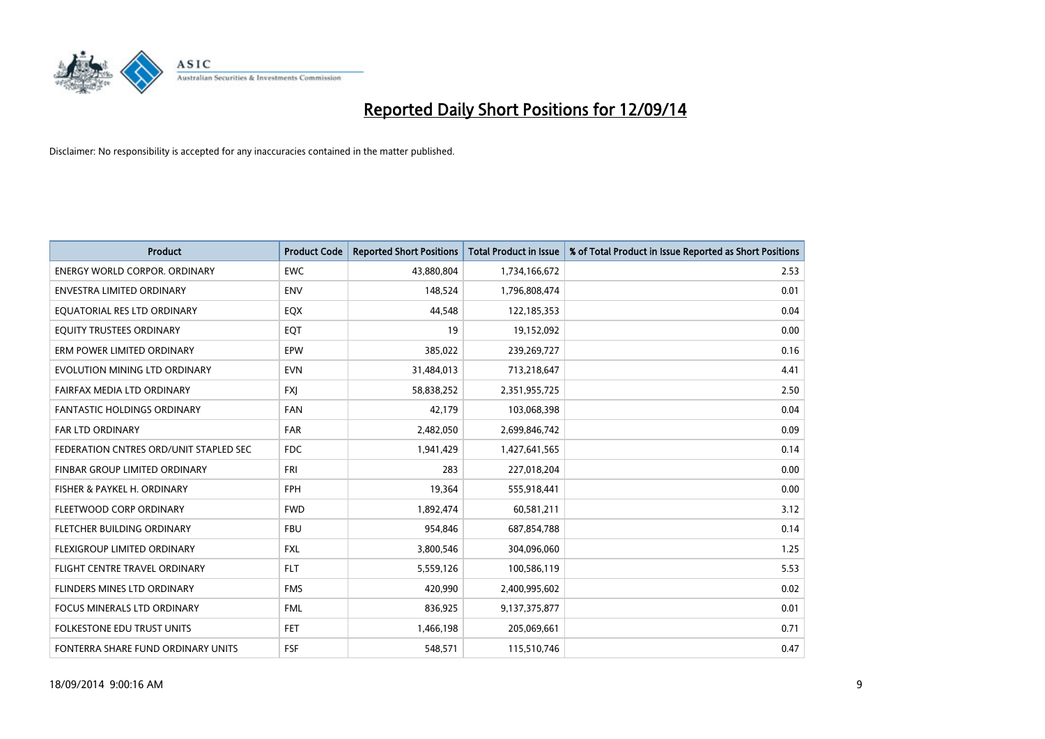# Reported Daily Short Positions for 12/09/14

Disclaimer: No responsibility is accepted for any inaccuracies contained in the matter published.

| Product | Product Code | Reported Short Positions | Total Product in Issue | % of Total Product in Issue Reported as Short Positions |
|---|---|---|---|---|
| ENERGY WORLD CORPOR. ORDINARY | EWC | 43,880,804 | 1,734,166,672 | 2.53 |
| ENVESTRA LIMITED ORDINARY | ENV | 148,524 | 1,796,808,474 | 0.01 |
| EQUATORIAL RES LTD ORDINARY | EQX | 44,548 | 122,185,353 | 0.04 |
| EQUITY TRUSTEES ORDINARY | EQT | 19 | 19,152,092 | 0.00 |
| ERM POWER LIMITED ORDINARY | EPW | 385,022 | 239,269,727 | 0.16 |
| EVOLUTION MINING LTD ORDINARY | EVN | 31,484,013 | 713,218,647 | 4.41 |
| FAIRFAX MEDIA LTD ORDINARY | FXJ | 58,838,252 | 2,351,955,725 | 2.50 |
| FANTASTIC HOLDINGS ORDINARY | FAN | 42,179 | 103,068,398 | 0.04 |
| FAR LTD ORDINARY | FAR | 2,482,050 | 2,699,846,742 | 0.09 |
| FEDERATION CNTRES ORD/UNIT STAPLED SEC | FDC | 1,941,429 | 1,427,641,565 | 0.14 |
| FINBAR GROUP LIMITED ORDINARY | FRI | 283 | 227,018,204 | 0.00 |
| FISHER & PAYKEL H. ORDINARY | FPH | 19,364 | 555,918,441 | 0.00 |
| FLEETWOOD CORP ORDINARY | FWD | 1,892,474 | 60,581,211 | 3.12 |
| FLETCHER BUILDING ORDINARY | FBU | 954,846 | 687,854,788 | 0.14 |
| FLEXIGROUP LIMITED ORDINARY | FXL | 3,800,546 | 304,096,060 | 1.25 |
| FLIGHT CENTRE TRAVEL ORDINARY | FLT | 5,559,126 | 100,586,119 | 5.53 |
| FLINDERS MINES LTD ORDINARY | FMS | 420,990 | 2,400,995,602 | 0.02 |
| FOCUS MINERALS LTD ORDINARY | FML | 836,925 | 9,137,375,877 | 0.01 |
| FOLKESTONE EDU TRUST UNITS | FET | 1,466,198 | 205,069,661 | 0.71 |
| FONTERRA SHARE FUND ORDINARY UNITS | FSF | 548,571 | 115,510,746 | 0.47 |

18/09/2014 9:00:16 AM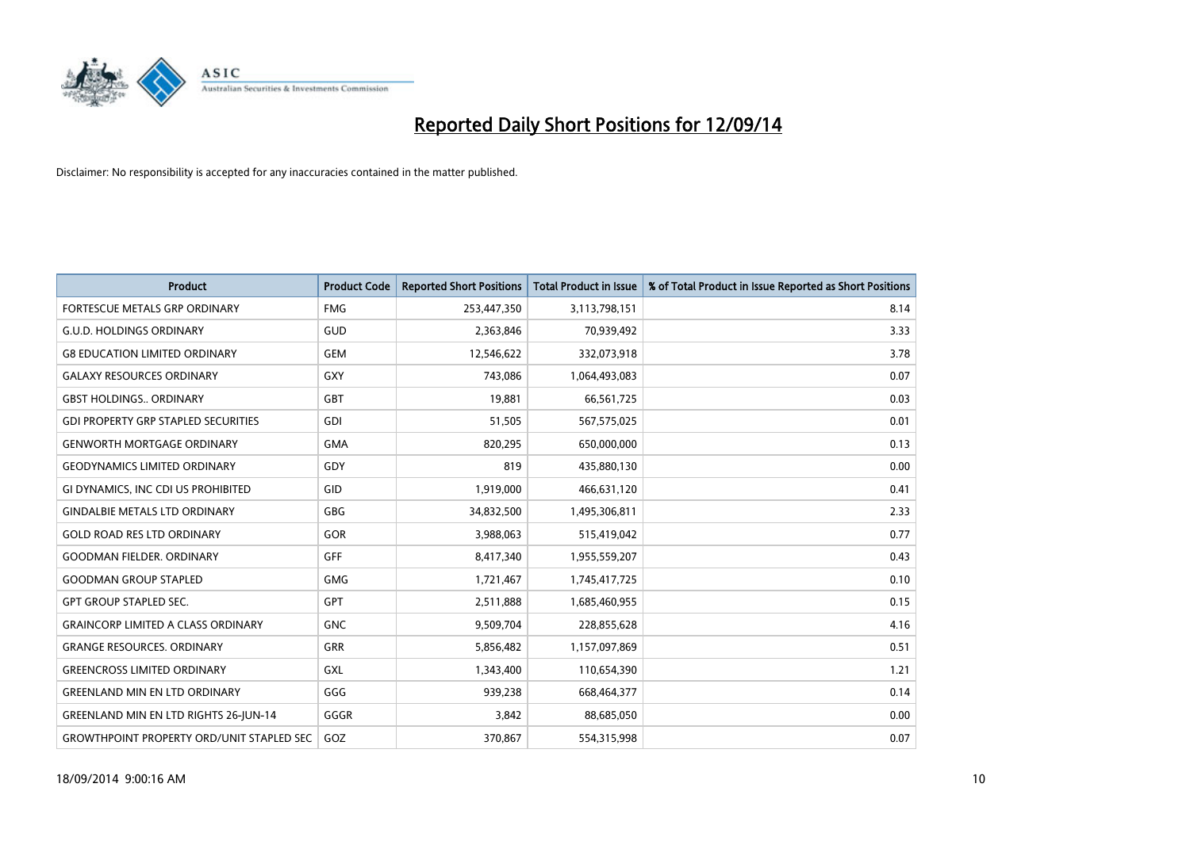# Reported Daily Short Positions for 12/09/14

Disclaimer: No responsibility is accepted for any inaccuracies contained in the matter published.

| Product | Product Code | Reported Short Positions | Total Product in Issue | % of Total Product in Issue Reported as Short Positions |
|---|---|---|---|---|
| FORTESCUE METALS GRP ORDINARY | FMG | 253,447,350 | 3,113,798,151 | 8.14 |
| G.U.D. HOLDINGS ORDINARY | GUD | 2,363,846 | 70,939,492 | 3.33 |
| G8 EDUCATION LIMITED ORDINARY | GEM | 12,546,622 | 332,073,918 | 3.78 |
| GALAXY RESOURCES ORDINARY | GXY | 743,086 | 1,064,493,083 | 0.07 |
| GBST HOLDINGS.. ORDINARY | GBT | 19,881 | 66,561,725 | 0.03 |
| GDI PROPERTY GRP STAPLED SECURITIES | GDI | 51,505 | 567,575,025 | 0.01 |
| GENWORTH MORTGAGE ORDINARY | GMA | 820,295 | 650,000,000 | 0.13 |
| GEODYNAMICS LIMITED ORDINARY | GDY | 819 | 435,880,130 | 0.00 |
| GI DYNAMICS, INC CDI US PROHIBITED | GID | 1,919,000 | 466,631,120 | 0.41 |
| GINDALBIE METALS LTD ORDINARY | GBG | 34,832,500 | 1,495,306,811 | 2.33 |
| GOLD ROAD RES LTD ORDINARY | GOR | 3,988,063 | 515,419,042 | 0.77 |
| GOODMAN FIELDER. ORDINARY | GFF | 8,417,340 | 1,955,559,207 | 0.43 |
| GOODMAN GROUP STAPLED | GMG | 1,721,467 | 1,745,417,725 | 0.10 |
| GPT GROUP STAPLED SEC. | GPT | 2,511,888 | 1,685,460,955 | 0.15 |
| GRAINCORP LIMITED A CLASS ORDINARY | GNC | 9,509,704 | 228,855,628 | 4.16 |
| GRANGE RESOURCES. ORDINARY | GRR | 5,856,482 | 1,157,097,869 | 0.51 |
| GREENCROSS LIMITED ORDINARY | GXL | 1,343,400 | 110,654,390 | 1.21 |
| GREENLAND MIN EN LTD ORDINARY | GGG | 939,238 | 668,464,377 | 0.14 |
| GREENLAND MIN EN LTD RIGHTS 26-JUN-14 | GGGR | 3,842 | 88,685,050 | 0.00 |
| GROWTHPOINT PROPERTY ORD/UNIT STAPLED SEC | GOZ | 370,867 | 554,315,998 | 0.07 |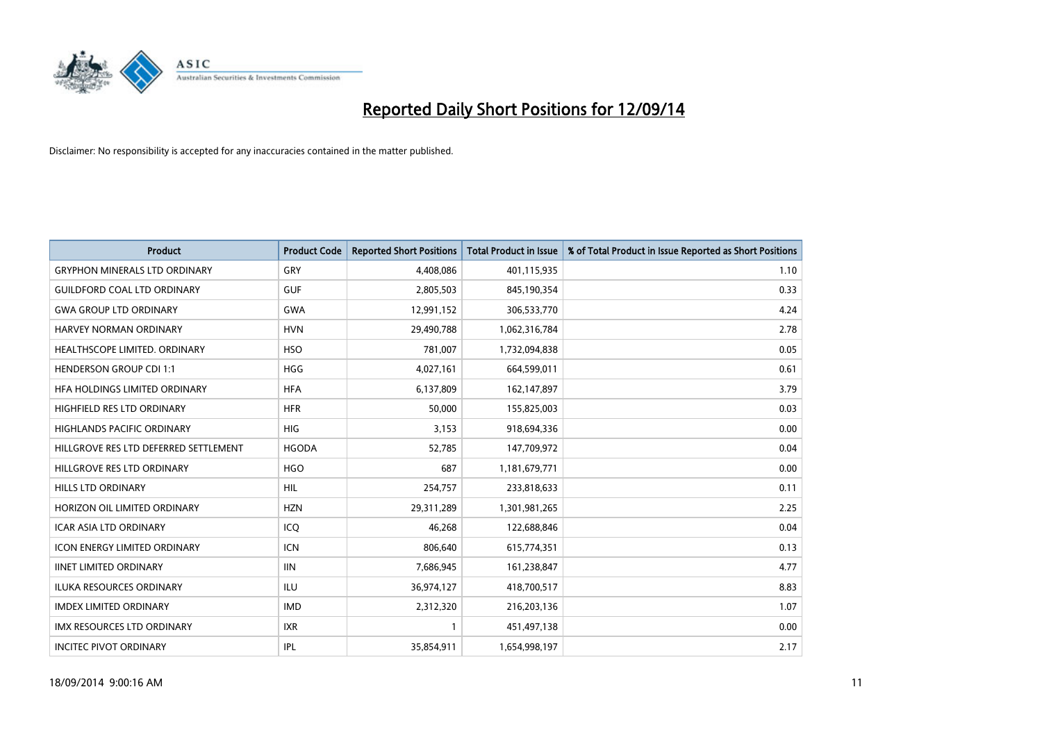# Reported Daily Short Positions for 12/09/14

Disclaimer: No responsibility is accepted for any inaccuracies contained in the matter published.

| Product | Product Code | Reported Short Positions | Total Product in Issue | % of Total Product in Issue Reported as Short Positions |
|---|---|---|---|---|
| GRYPHON MINERALS LTD ORDINARY | GRY | 4,408,086 | 401,115,935 | 1.10 |
| GUILDFORD COAL LTD ORDINARY | GUF | 2,805,503 | 845,190,354 | 0.33 |
| GWA GROUP LTD ORDINARY | GWA | 12,991,152 | 306,533,770 | 4.24 |
| HARVEY NORMAN ORDINARY | HVN | 29,490,788 | 1,062,316,784 | 2.78 |
| HEALTHSCOPE LIMITED. ORDINARY | HSO | 781,007 | 1,732,094,838 | 0.05 |
| HENDERSON GROUP CDI 1:1 | HGG | 4,027,161 | 664,599,011 | 0.61 |
| HFA HOLDINGS LIMITED ORDINARY | HFA | 6,137,809 | 162,147,897 | 3.79 |
| HIGHFIELD RES LTD ORDINARY | HFR | 50,000 | 155,825,003 | 0.03 |
| HIGHLANDS PACIFIC ORDINARY | HIG | 3,153 | 918,694,336 | 0.00 |
| HILLGROVE RES LTD DEFERRED SETTLEMENT | HGODA | 52,785 | 147,709,972 | 0.04 |
| HILLGROVE RES LTD ORDINARY | HGO | 687 | 1,181,679,771 | 0.00 |
| HILLS LTD ORDINARY | HIL | 254,757 | 233,818,633 | 0.11 |
| HORIZON OIL LIMITED ORDINARY | HZN | 29,311,289 | 1,301,981,265 | 2.25 |
| ICAR ASIA LTD ORDINARY | ICQ | 46,268 | 122,688,846 | 0.04 |
| ICON ENERGY LIMITED ORDINARY | ICN | 806,640 | 615,774,351 | 0.13 |
| IINET LIMITED ORDINARY | IIN | 7,686,945 | 161,238,847 | 4.77 |
| ILUKA RESOURCES ORDINARY | ILU | 36,974,127 | 418,700,517 | 8.83 |
| IMDEX LIMITED ORDINARY | IMD | 2,312,320 | 216,203,136 | 1.07 |
| IMX RESOURCES LTD ORDINARY | IXR | 1 | 451,497,138 | 0.00 |
| INCITEC PIVOT ORDINARY | IPL | 35,854,911 | 1,654,998,197 | 2.17 |

18/09/2014 9:00:16 AM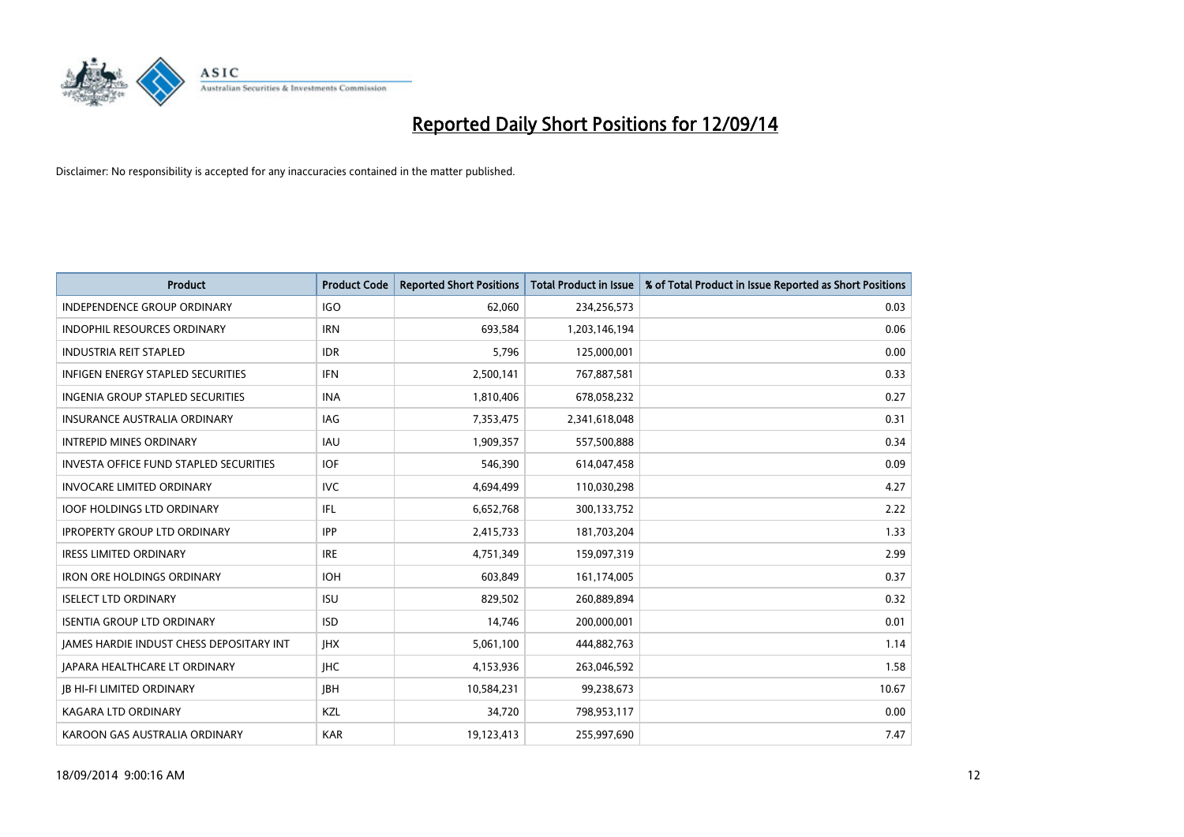# Reported Daily Short Positions for 12/09/14

Disclaimer: No responsibility is accepted for any inaccuracies contained in the matter published.

| Product | Product Code | Reported Short Positions | Total Product in Issue | % of Total Product in Issue Reported as Short Positions |
|---|---|---|---|---|
| INDEPENDENCE GROUP ORDINARY | IGO | 62,060 | 234,256,573 | 0.03 |
| INDOPHIL RESOURCES ORDINARY | IRN | 693,584 | 1,203,146,194 | 0.06 |
| INDUSTRIA REIT STAPLED | IDR | 5,796 | 125,000,001 | 0.00 |
| INFIGEN ENERGY STAPLED SECURITIES | IFN | 2,500,141 | 767,887,581 | 0.33 |
| INGENIA GROUP STAPLED SECURITIES | INA | 1,810,406 | 678,058,232 | 0.27 |
| INSURANCE AUSTRALIA ORDINARY | IAG | 7,353,475 | 2,341,618,048 | 0.31 |
| INTREPID MINES ORDINARY | IAU | 1,909,357 | 557,500,888 | 0.34 |
| INVESTA OFFICE FUND STAPLED SECURITIES | IOF | 546,390 | 614,047,458 | 0.09 |
| INVOCARE LIMITED ORDINARY | IVC | 4,694,499 | 110,030,298 | 4.27 |
| IOOF HOLDINGS LTD ORDINARY | IFL | 6,652,768 | 300,133,752 | 2.22 |
| IPROPERTY GROUP LTD ORDINARY | IPP | 2,415,733 | 181,703,204 | 1.33 |
| IRESS LIMITED ORDINARY | IRE | 4,751,349 | 159,097,319 | 2.99 |
| IRON ORE HOLDINGS ORDINARY | IOH | 603,849 | 161,174,005 | 0.37 |
| ISELECT LTD ORDINARY | ISU | 829,502 | 260,889,894 | 0.32 |
| ISENTIA GROUP LTD ORDINARY | ISD | 14,746 | 200,000,001 | 0.01 |
| JAMES HARDIE INDUST CHESS DEPOSITARY INT | JHX | 5,061,100 | 444,882,763 | 1.14 |
| JAPARA HEALTHCARE LT ORDINARY | JHC | 4,153,936 | 263,046,592 | 1.58 |
| JB HI-FI LIMITED ORDINARY | JBH | 10,584,231 | 99,238,673 | 10.67 |
| KAGARA LTD ORDINARY | KZL | 34,720 | 798,953,117 | 0.00 |
| KAROON GAS AUSTRALIA ORDINARY | KAR | 19,123,413 | 255,997,690 | 7.47 |

18/09/2014 9:00:16 AM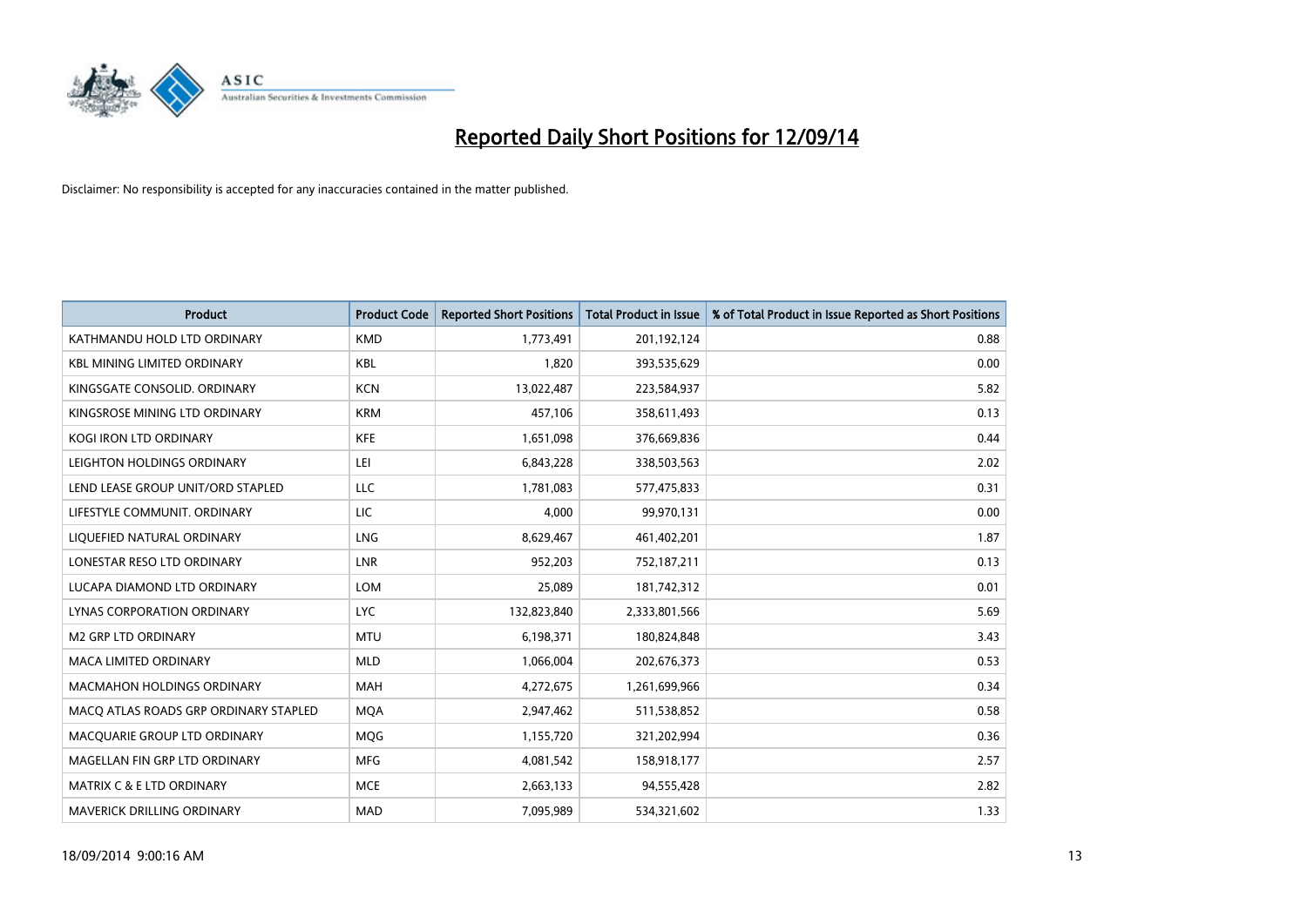# Reported Daily Short Positions for 12/09/14

Disclaimer: No responsibility is accepted for any inaccuracies contained in the matter published.

| Product | Product Code | Reported Short Positions | Total Product in Issue | % of Total Product in Issue Reported as Short Positions |
|---|---|---|---|---|
| KATHMANDU HOLD LTD ORDINARY | KMD | 1,773,491 | 201,192,124 | 0.88 |
| KBL MINING LIMITED ORDINARY | KBL | 1,820 | 393,535,629 | 0.00 |
| KINGSGATE CONSOLID. ORDINARY | KCN | 13,022,487 | 223,584,937 | 5.82 |
| KINGSROSE MINING LTD ORDINARY | KRM | 457,106 | 358,611,493 | 0.13 |
| KOGI IRON LTD ORDINARY | KFE | 1,651,098 | 376,669,836 | 0.44 |
| LEIGHTON HOLDINGS ORDINARY | LEI | 6,843,228 | 338,503,563 | 2.02 |
| LEND LEASE GROUP UNIT/ORD STAPLED | LLC | 1,781,083 | 577,475,833 | 0.31 |
| LIFESTYLE COMMUNIT. ORDINARY | LIC | 4,000 | 99,970,131 | 0.00 |
| LIQUEFIED NATURAL ORDINARY | LNG | 8,629,467 | 461,402,201 | 1.87 |
| LONESTAR RESO LTD ORDINARY | LNR | 952,203 | 752,187,211 | 0.13 |
| LUCAPA DIAMOND LTD ORDINARY | LOM | 25,089 | 181,742,312 | 0.01 |
| LYNAS CORPORATION ORDINARY | LYC | 132,823,840 | 2,333,801,566 | 5.69 |
| M2 GRP LTD ORDINARY | MTU | 6,198,371 | 180,824,848 | 3.43 |
| MACA LIMITED ORDINARY | MLD | 1,066,004 | 202,676,373 | 0.53 |
| MACMAHON HOLDINGS ORDINARY | MAH | 4,272,675 | 1,261,699,966 | 0.34 |
| MACQ ATLAS ROADS GRP ORDINARY STAPLED | MQA | 2,947,462 | 511,538,852 | 0.58 |
| MACQUARIE GROUP LTD ORDINARY | MQG | 1,155,720 | 321,202,994 | 0.36 |
| MAGELLAN FIN GRP LTD ORDINARY | MFG | 4,081,542 | 158,918,177 | 2.57 |
| MATRIX C & E LTD ORDINARY | MCE | 2,663,133 | 94,555,428 | 2.82 |
| MAVERICK DRILLING ORDINARY | MAD | 7,095,989 | 534,321,602 | 1.33 |

18/09/2014 9:00:16 AM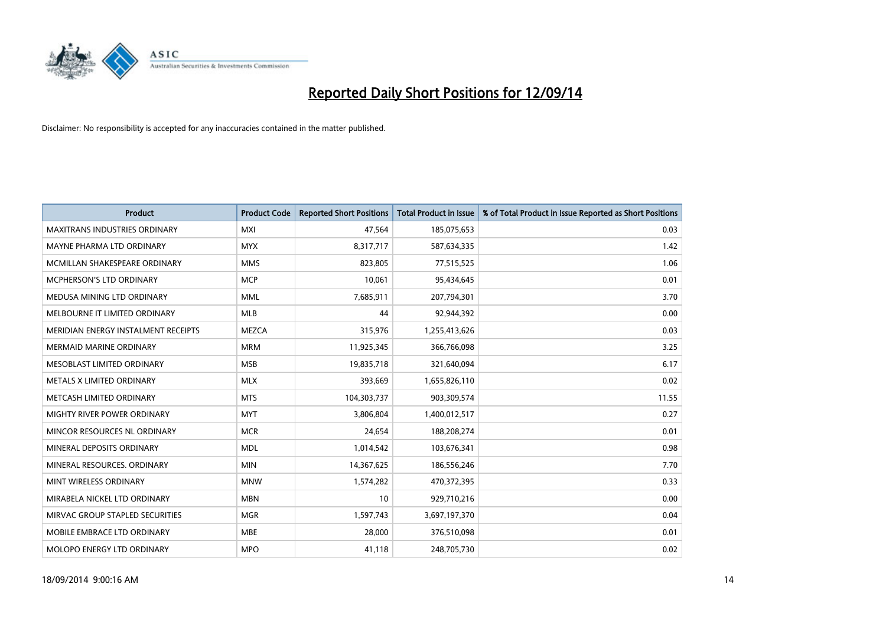# Reported Daily Short Positions for 12/09/14

Disclaimer: No responsibility is accepted for any inaccuracies contained in the matter published.

| Product | Product Code | Reported Short Positions | Total Product in Issue | % of Total Product in Issue Reported as Short Positions |
|---|---|---|---|---|
| MAXITRANS INDUSTRIES ORDINARY | MXI | 47,564 | 185,075,653 | 0.03 |
| MAYNE PHARMA LTD ORDINARY | MYX | 8,317,717 | 587,634,335 | 1.42 |
| MCMILLAN SHAKESPEARE ORDINARY | MMS | 823,805 | 77,515,525 | 1.06 |
| MCPHERSON'S LTD ORDINARY | MCP | 10,061 | 95,434,645 | 0.01 |
| MEDUSA MINING LTD ORDINARY | MML | 7,685,911 | 207,794,301 | 3.70 |
| MELBOURNE IT LIMITED ORDINARY | MLB | 44 | 92,944,392 | 0.00 |
| MERIDIAN ENERGY INSTALMENT RECEIPTS | MEZCA | 315,976 | 1,255,413,626 | 0.03 |
| MERMAID MARINE ORDINARY | MRM | 11,925,345 | 366,766,098 | 3.25 |
| MESOBLAST LIMITED ORDINARY | MSB | 19,835,718 | 321,640,094 | 6.17 |
| METALS X LIMITED ORDINARY | MLX | 393,669 | 1,655,826,110 | 0.02 |
| METCASH LIMITED ORDINARY | MTS | 104,303,737 | 903,309,574 | 11.55 |
| MIGHTY RIVER POWER ORDINARY | MYT | 3,806,804 | 1,400,012,517 | 0.27 |
| MINCOR RESOURCES NL ORDINARY | MCR | 24,654 | 188,208,274 | 0.01 |
| MINERAL DEPOSITS ORDINARY | MDL | 1,014,542 | 103,676,341 | 0.98 |
| MINERAL RESOURCES. ORDINARY | MIN | 14,367,625 | 186,556,246 | 7.70 |
| MINT WIRELESS ORDINARY | MNW | 1,574,282 | 470,372,395 | 0.33 |
| MIRABELA NICKEL LTD ORDINARY | MBN | 10 | 929,710,216 | 0.00 |
| MIRVAC GROUP STAPLED SECURITIES | MGR | 1,597,743 | 3,697,197,370 | 0.04 |
| MOBILE EMBRACE LTD ORDINARY | MBE | 28,000 | 376,510,098 | 0.01 |
| MOLOPO ENERGY LTD ORDINARY | MPO | 41,118 | 248,705,730 | 0.02 |

18/09/2014 9:00:16 AM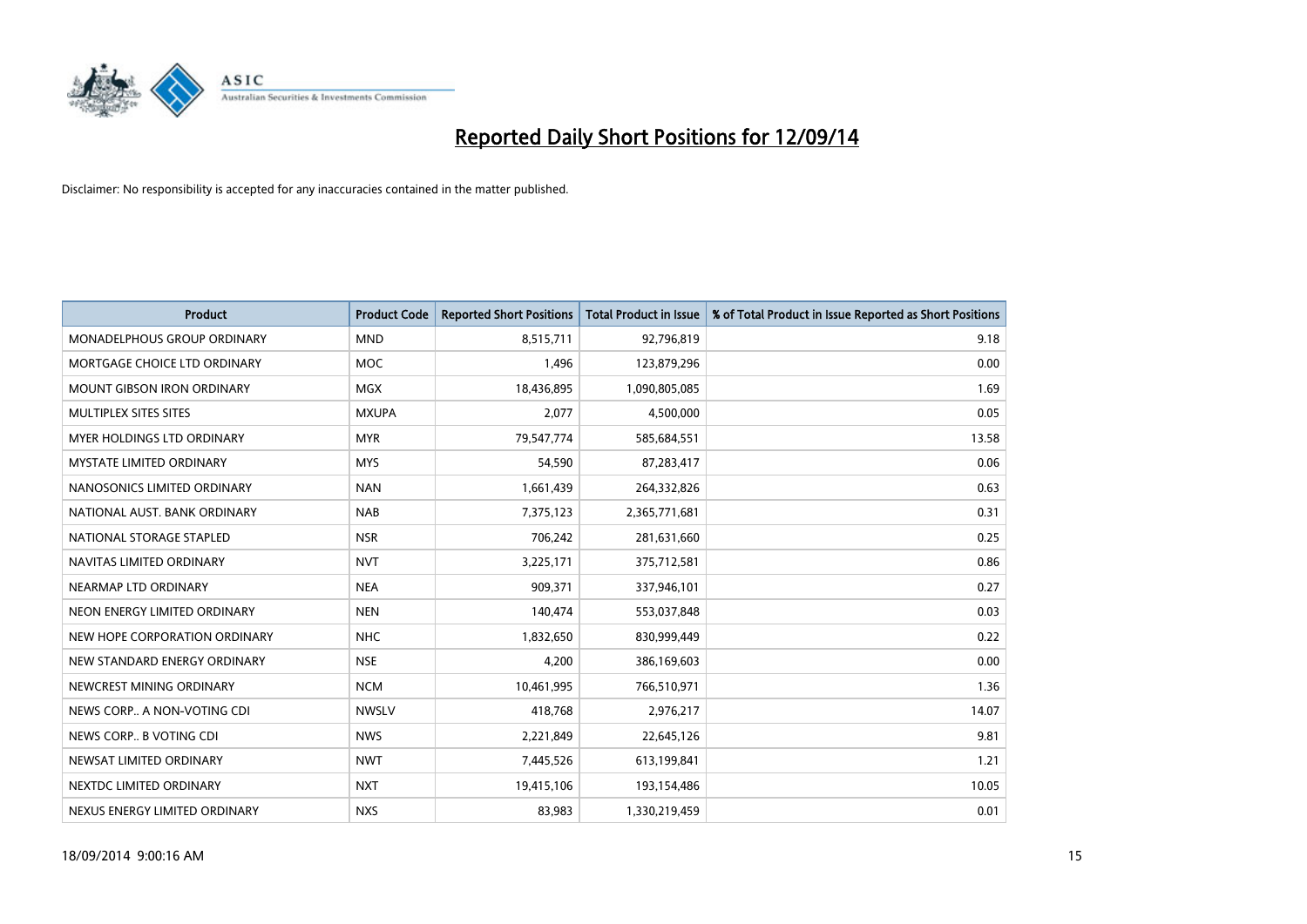# Reported Daily Short Positions for 12/09/14

Disclaimer: No responsibility is accepted for any inaccuracies contained in the matter published.

| Product | Product Code | Reported Short Positions | Total Product in Issue | % of Total Product in Issue Reported as Short Positions |
|---|---|---|---|---|
| MONADELPHOUS GROUP ORDINARY | MND | 8,515,711 | 92,796,819 | 9.18 |
| MORTGAGE CHOICE LTD ORDINARY | MOC | 1,496 | 123,879,296 | 0.00 |
| MOUNT GIBSON IRON ORDINARY | MGX | 18,436,895 | 1,090,805,085 | 1.69 |
| MULTIPLEX SITES SITES | MXUPA | 2,077 | 4,500,000 | 0.05 |
| MYER HOLDINGS LTD ORDINARY | MYR | 79,547,774 | 585,684,551 | 13.58 |
| MYSTATE LIMITED ORDINARY | MYS | 54,590 | 87,283,417 | 0.06 |
| NANOSONICS LIMITED ORDINARY | NAN | 1,661,439 | 264,332,826 | 0.63 |
| NATIONAL AUST. BANK ORDINARY | NAB | 7,375,123 | 2,365,771,681 | 0.31 |
| NATIONAL STORAGE STAPLED | NSR | 706,242 | 281,631,660 | 0.25 |
| NAVITAS LIMITED ORDINARY | NVT | 3,225,171 | 375,712,581 | 0.86 |
| NEARMAP LTD ORDINARY | NEA | 909,371 | 337,946,101 | 0.27 |
| NEON ENERGY LIMITED ORDINARY | NEN | 140,474 | 553,037,848 | 0.03 |
| NEW HOPE CORPORATION ORDINARY | NHC | 1,832,650 | 830,999,449 | 0.22 |
| NEW STANDARD ENERGY ORDINARY | NSE | 4,200 | 386,169,603 | 0.00 |
| NEWCREST MINING ORDINARY | NCM | 10,461,995 | 766,510,971 | 1.36 |
| NEWS CORP.. A NON-VOTING CDI | NWSLV | 418,768 | 2,976,217 | 14.07 |
| NEWS CORP.. B VOTING CDI | NWS | 2,221,849 | 22,645,126 | 9.81 |
| NEWSAT LIMITED ORDINARY | NWT | 7,445,526 | 613,199,841 | 1.21 |
| NEXTDC LIMITED ORDINARY | NXT | 19,415,106 | 193,154,486 | 10.05 |
| NEXUS ENERGY LIMITED ORDINARY | NXS | 83,983 | 1,330,219,459 | 0.01 |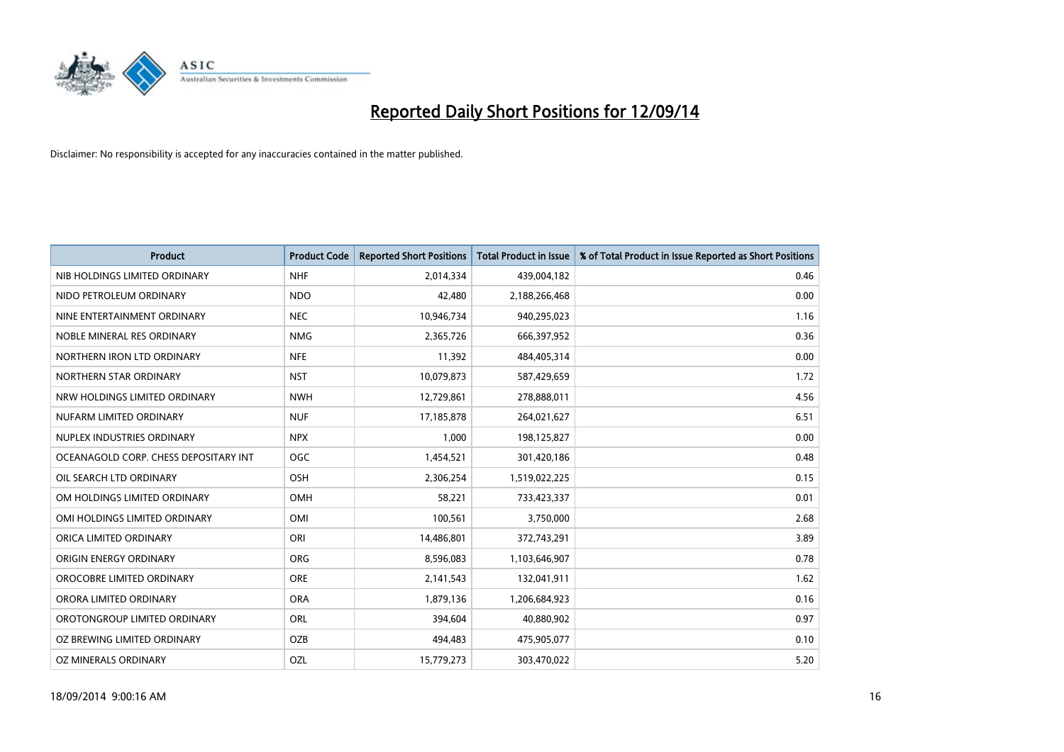# Reported Daily Short Positions for 12/09/14

Disclaimer: No responsibility is accepted for any inaccuracies contained in the matter published.

| Product | Product Code | Reported Short Positions | Total Product in Issue | % of Total Product in Issue Reported as Short Positions |
|---|---|---|---|---|
| NIB HOLDINGS LIMITED ORDINARY | NHF | 2,014,334 | 439,004,182 | 0.46 |
| NIDO PETROLEUM ORDINARY | NDO | 42,480 | 2,188,266,468 | 0.00 |
| NINE ENTERTAINMENT ORDINARY | NEC | 10,946,734 | 940,295,023 | 1.16 |
| NOBLE MINERAL RES ORDINARY | NMG | 2,365,726 | 666,397,952 | 0.36 |
| NORTHERN IRON LTD ORDINARY | NFE | 11,392 | 484,405,314 | 0.00 |
| NORTHERN STAR ORDINARY | NST | 10,079,873 | 587,429,659 | 1.72 |
| NRW HOLDINGS LIMITED ORDINARY | NWH | 12,729,861 | 278,888,011 | 4.56 |
| NUFARM LIMITED ORDINARY | NUF | 17,185,878 | 264,021,627 | 6.51 |
| NUPLEX INDUSTRIES ORDINARY | NPX | 1,000 | 198,125,827 | 0.00 |
| OCEANAGOLD CORP. CHESS DEPOSITARY INT | OGC | 1,454,521 | 301,420,186 | 0.48 |
| OIL SEARCH LTD ORDINARY | OSH | 2,306,254 | 1,519,022,225 | 0.15 |
| OM HOLDINGS LIMITED ORDINARY | OMH | 58,221 | 733,423,337 | 0.01 |
| OMI HOLDINGS LIMITED ORDINARY | OMI | 100,561 | 3,750,000 | 2.68 |
| ORICA LIMITED ORDINARY | ORI | 14,486,801 | 372,743,291 | 3.89 |
| ORIGIN ENERGY ORDINARY | ORG | 8,596,083 | 1,103,646,907 | 0.78 |
| OROCOBRE LIMITED ORDINARY | ORE | 2,141,543 | 132,041,911 | 1.62 |
| ORORA LIMITED ORDINARY | ORA | 1,879,136 | 1,206,684,923 | 0.16 |
| OROTONGROUP LIMITED ORDINARY | ORL | 394,604 | 40,880,902 | 0.97 |
| OZ BREWING LIMITED ORDINARY | OZB | 494,483 | 475,905,077 | 0.10 |
| OZ MINERALS ORDINARY | OZL | 15,779,273 | 303,470,022 | 5.20 |

18/09/2014 9:00:16 AM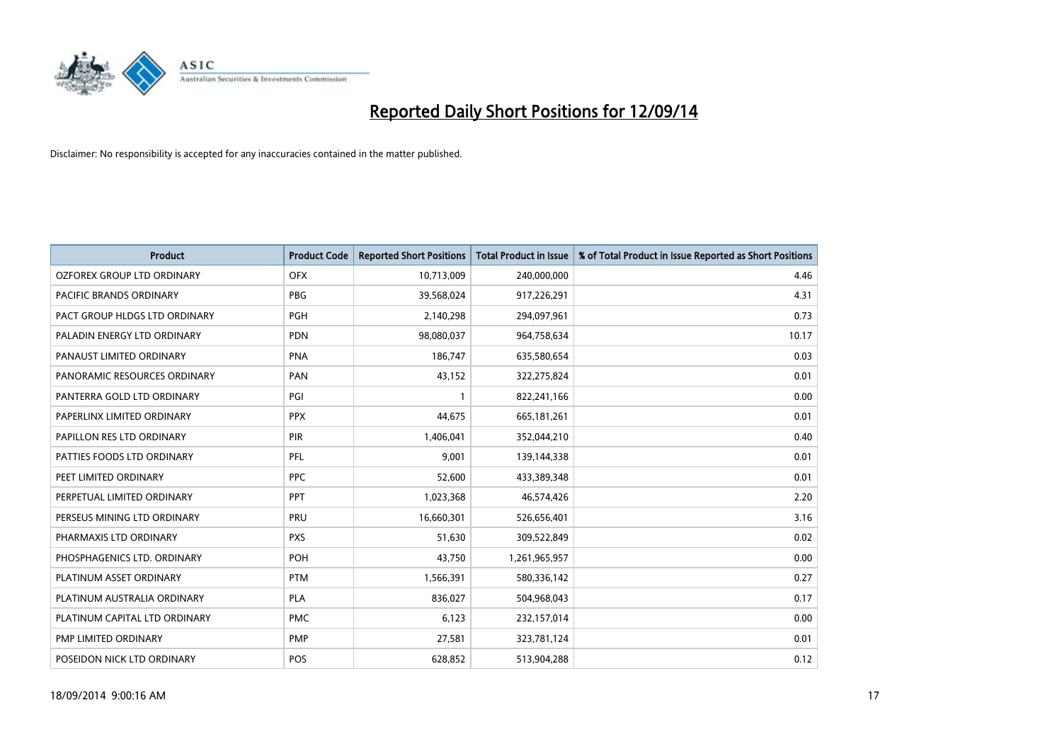# Reported Daily Short Positions for 12/09/14

Disclaimer: No responsibility is accepted for any inaccuracies contained in the matter published.

| Product | Product Code | Reported Short Positions | Total Product in Issue | % of Total Product in Issue Reported as Short Positions |
|---|---|---|---|---|
| OZFOREX GROUP LTD ORDINARY | OFX | 10,713,009 | 240,000,000 | 4.46 |
| PACIFIC BRANDS ORDINARY | PBG | 39,568,024 | 917,226,291 | 4.31 |
| PACT GROUP HLDGS LTD ORDINARY | PGH | 2,140,298 | 294,097,961 | 0.73 |
| PALADIN ENERGY LTD ORDINARY | PDN | 98,080,037 | 964,758,634 | 10.17 |
| PANAUST LIMITED ORDINARY | PNA | 186,747 | 635,580,654 | 0.03 |
| PANORAMIC RESOURCES ORDINARY | PAN | 43,152 | 322,275,824 | 0.01 |
| PANTERRA GOLD LTD ORDINARY | PGI | 1 | 822,241,166 | 0.00 |
| PAPERLINX LIMITED ORDINARY | PPX | 44,675 | 665,181,261 | 0.01 |
| PAPILLON RES LTD ORDINARY | PIR | 1,406,041 | 352,044,210 | 0.40 |
| PATTIES FOODS LTD ORDINARY | PFL | 9,001 | 139,144,338 | 0.01 |
| PEET LIMITED ORDINARY | PPC | 52,600 | 433,389,348 | 0.01 |
| PERPETUAL LIMITED ORDINARY | PPT | 1,023,368 | 46,574,426 | 2.20 |
| PERSEUS MINING LTD ORDINARY | PRU | 16,660,301 | 526,656,401 | 3.16 |
| PHARMAXIS LTD ORDINARY | PXS | 51,630 | 309,522,849 | 0.02 |
| PHOSPHAGENICS LTD. ORDINARY | POH | 43,750 | 1,261,965,957 | 0.00 |
| PLATINUM ASSET ORDINARY | PTM | 1,566,391 | 580,336,142 | 0.27 |
| PLATINUM AUSTRALIA ORDINARY | PLA | 836,027 | 504,968,043 | 0.17 |
| PLATINUM CAPITAL LTD ORDINARY | PMC | 6,123 | 232,157,014 | 0.00 |
| PMP LIMITED ORDINARY | PMP | 27,581 | 323,781,124 | 0.01 |
| POSEIDON NICK LTD ORDINARY | POS | 628,852 | 513,904,288 | 0.12 |

18/09/2014 9:00:16 AM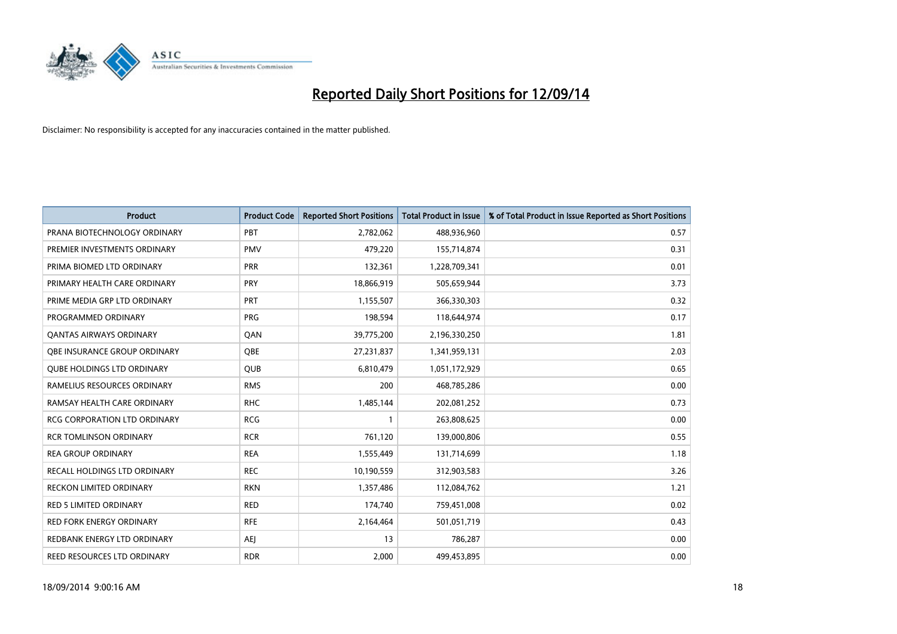# Reported Daily Short Positions for 12/09/14

Disclaimer: No responsibility is accepted for any inaccuracies contained in the matter published.

| Product | Product Code | Reported Short Positions | Total Product in Issue | % of Total Product in Issue Reported as Short Positions |
|---|---|---|---|---|
| PRANA BIOTECHNOLOGY ORDINARY | PBT | 2,782,062 | 488,936,960 | 0.57 |
| PREMIER INVESTMENTS ORDINARY | PMV | 479,220 | 155,714,874 | 0.31 |
| PRIMA BIOMED LTD ORDINARY | PRR | 132,361 | 1,228,709,341 | 0.01 |
| PRIMARY HEALTH CARE ORDINARY | PRY | 18,866,919 | 505,659,944 | 3.73 |
| PRIME MEDIA GRP LTD ORDINARY | PRT | 1,155,507 | 366,330,303 | 0.32 |
| PROGRAMMED ORDINARY | PRG | 198,594 | 118,644,974 | 0.17 |
| QANTAS AIRWAYS ORDINARY | QAN | 39,775,200 | 2,196,330,250 | 1.81 |
| QBE INSURANCE GROUP ORDINARY | QBE | 27,231,837 | 1,341,959,131 | 2.03 |
| QUBE HOLDINGS LTD ORDINARY | QUB | 6,810,479 | 1,051,172,929 | 0.65 |
| RAMELIUS RESOURCES ORDINARY | RMS | 200 | 468,785,286 | 0.00 |
| RAMSAY HEALTH CARE ORDINARY | RHC | 1,485,144 | 202,081,252 | 0.73 |
| RCG CORPORATION LTD ORDINARY | RCG | 1 | 263,808,625 | 0.00 |
| RCR TOMLINSON ORDINARY | RCR | 761,120 | 139,000,806 | 0.55 |
| REA GROUP ORDINARY | REA | 1,555,449 | 131,714,699 | 1.18 |
| RECALL HOLDINGS LTD ORDINARY | REC | 10,190,559 | 312,903,583 | 3.26 |
| RECKON LIMITED ORDINARY | RKN | 1,357,486 | 112,084,762 | 1.21 |
| RED 5 LIMITED ORDINARY | RED | 174,740 | 759,451,008 | 0.02 |
| RED FORK ENERGY ORDINARY | RFE | 2,164,464 | 501,051,719 | 0.43 |
| REDBANK ENERGY LTD ORDINARY | AEJ | 13 | 786,287 | 0.00 |
| REED RESOURCES LTD ORDINARY | RDR | 2,000 | 499,453,895 | 0.00 |

18/09/2014 9:00:16 AM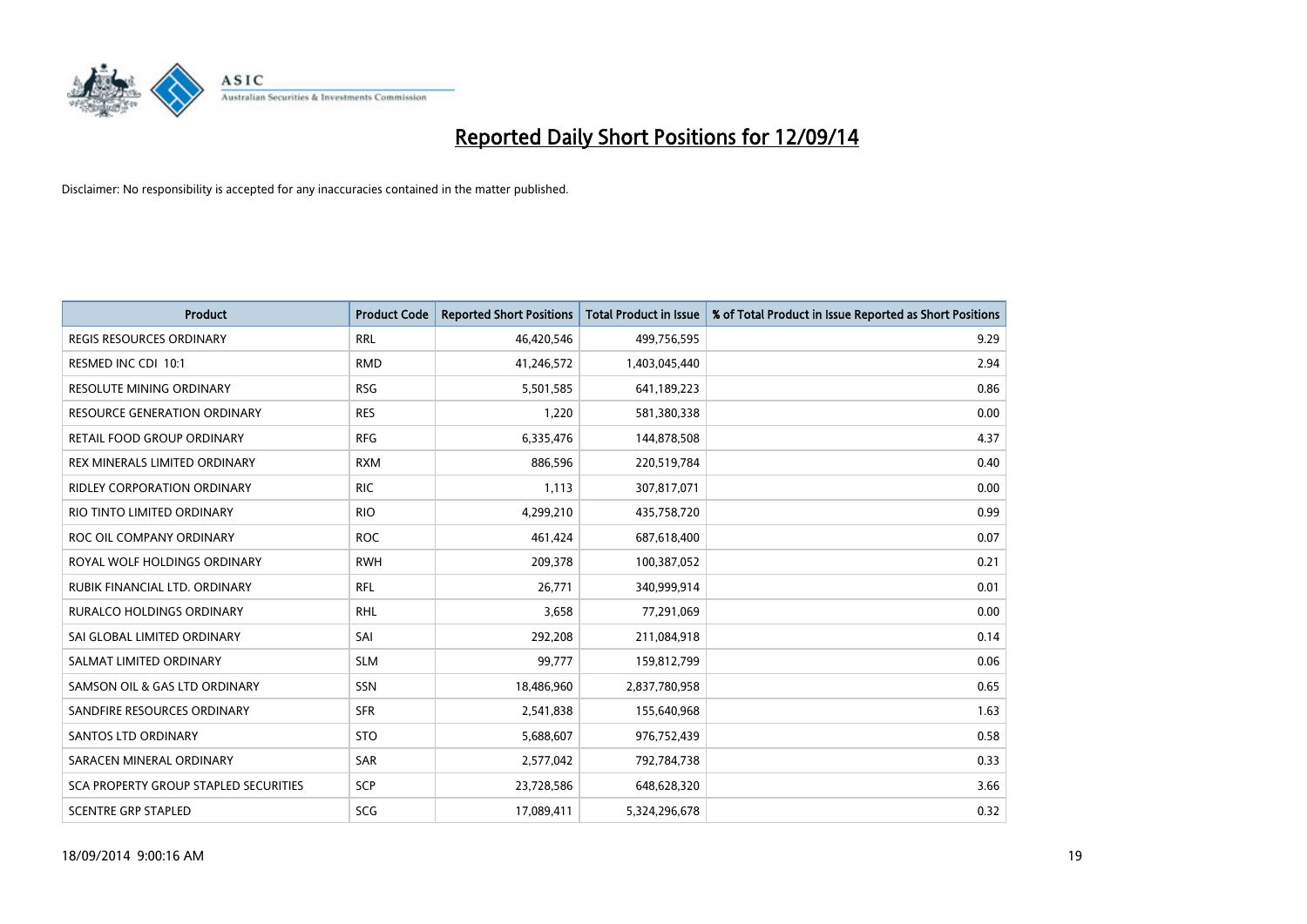# Reported Daily Short Positions for 12/09/14

Disclaimer: No responsibility is accepted for any inaccuracies contained in the matter published.

| Product | Product Code | Reported Short Positions | Total Product in Issue | % of Total Product in Issue Reported as Short Positions |
|---|---|---|---|---|
| REGIS RESOURCES ORDINARY | RRL | 46,420,546 | 499,756,595 | 9.29 |
| RESMED INC CDI 10:1 | RMD | 41,246,572 | 1,403,045,440 | 2.94 |
| RESOLUTE MINING ORDINARY | RSG | 5,501,585 | 641,189,223 | 0.86 |
| RESOURCE GENERATION ORDINARY | RES | 1,220 | 581,380,338 | 0.00 |
| RETAIL FOOD GROUP ORDINARY | RFG | 6,335,476 | 144,878,508 | 4.37 |
| REX MINERALS LIMITED ORDINARY | RXM | 886,596 | 220,519,784 | 0.40 |
| RIDLEY CORPORATION ORDINARY | RIC | 1,113 | 307,817,071 | 0.00 |
| RIO TINTO LIMITED ORDINARY | RIO | 4,299,210 | 435,758,720 | 0.99 |
| ROC OIL COMPANY ORDINARY | ROC | 461,424 | 687,618,400 | 0.07 |
| ROYAL WOLF HOLDINGS ORDINARY | RWH | 209,378 | 100,387,052 | 0.21 |
| RUBIK FINANCIAL LTD. ORDINARY | RFL | 26,771 | 340,999,914 | 0.01 |
| RURALCO HOLDINGS ORDINARY | RHL | 3,658 | 77,291,069 | 0.00 |
| SAI GLOBAL LIMITED ORDINARY | SAI | 292,208 | 211,084,918 | 0.14 |
| SALMAT LIMITED ORDINARY | SLM | 99,777 | 159,812,799 | 0.06 |
| SAMSON OIL & GAS LTD ORDINARY | SSN | 18,486,960 | 2,837,780,958 | 0.65 |
| SANDFIRE RESOURCES ORDINARY | SFR | 2,541,838 | 155,640,968 | 1.63 |
| SANTOS LTD ORDINARY | STO | 5,688,607 | 976,752,439 | 0.58 |
| SARACEN MINERAL ORDINARY | SAR | 2,577,042 | 792,784,738 | 0.33 |
| SCA PROPERTY GROUP STAPLED SECURITIES | SCP | 23,728,586 | 648,628,320 | 3.66 |
| SCENTRE GRP STAPLED | SCG | 17,089,411 | 5,324,296,678 | 0.32 |

18/09/2014 9:00:16 AM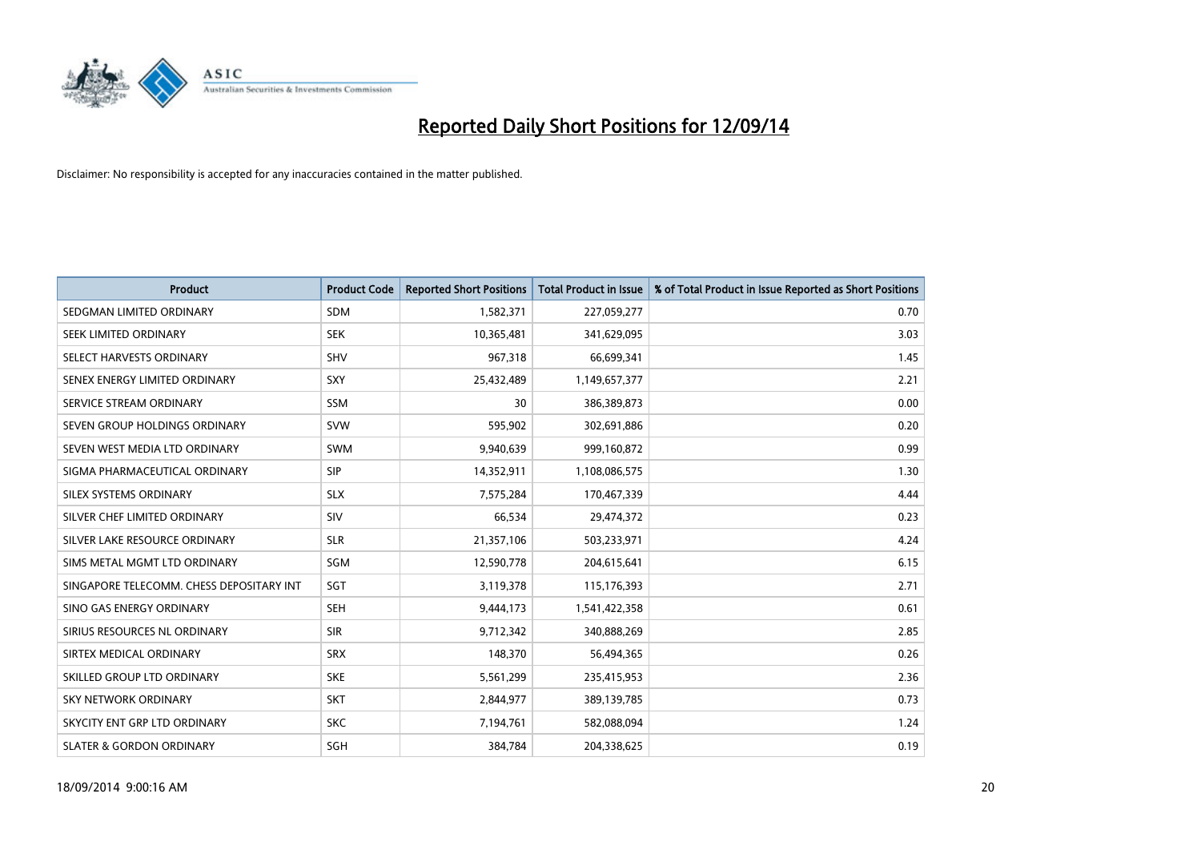# Reported Daily Short Positions for 12/09/14

Disclaimer: No responsibility is accepted for any inaccuracies contained in the matter published.

| Product | Product Code | Reported Short Positions | Total Product in Issue | % of Total Product in Issue Reported as Short Positions |
|---|---|---|---|---|
| SEDGMAN LIMITED ORDINARY | SDM | 1,582,371 | 227,059,277 | 0.70 |
| SEEK LIMITED ORDINARY | SEK | 10,365,481 | 341,629,095 | 3.03 |
| SELECT HARVESTS ORDINARY | SHV | 967,318 | 66,699,341 | 1.45 |
| SENEX ENERGY LIMITED ORDINARY | SXY | 25,432,489 | 1,149,657,377 | 2.21 |
| SERVICE STREAM ORDINARY | SSM | 30 | 386,389,873 | 0.00 |
| SEVEN GROUP HOLDINGS ORDINARY | SVW | 595,902 | 302,691,886 | 0.20 |
| SEVEN WEST MEDIA LTD ORDINARY | SWM | 9,940,639 | 999,160,872 | 0.99 |
| SIGMA PHARMACEUTICAL ORDINARY | SIP | 14,352,911 | 1,108,086,575 | 1.30 |
| SILEX SYSTEMS ORDINARY | SLX | 7,575,284 | 170,467,339 | 4.44 |
| SILVER CHEF LIMITED ORDINARY | SIV | 66,534 | 29,474,372 | 0.23 |
| SILVER LAKE RESOURCE ORDINARY | SLR | 21,357,106 | 503,233,971 | 4.24 |
| SIMS METAL MGMT LTD ORDINARY | SGM | 12,590,778 | 204,615,641 | 6.15 |
| SINGAPORE TELECOMM. CHESS DEPOSITARY INT | SGT | 3,119,378 | 115,176,393 | 2.71 |
| SINO GAS ENERGY ORDINARY | SEH | 9,444,173 | 1,541,422,358 | 0.61 |
| SIRIUS RESOURCES NL ORDINARY | SIR | 9,712,342 | 340,888,269 | 2.85 |
| SIRTEX MEDICAL ORDINARY | SRX | 148,370 | 56,494,365 | 0.26 |
| SKILLED GROUP LTD ORDINARY | SKE | 5,561,299 | 235,415,953 | 2.36 |
| SKY NETWORK ORDINARY | SKT | 2,844,977 | 389,139,785 | 0.73 |
| SKYCITY ENT GRP LTD ORDINARY | SKC | 7,194,761 | 582,088,094 | 1.24 |
| SLATER & GORDON ORDINARY | SGH | 384,784 | 204,338,625 | 0.19 |

18/09/2014 9:00:16 AM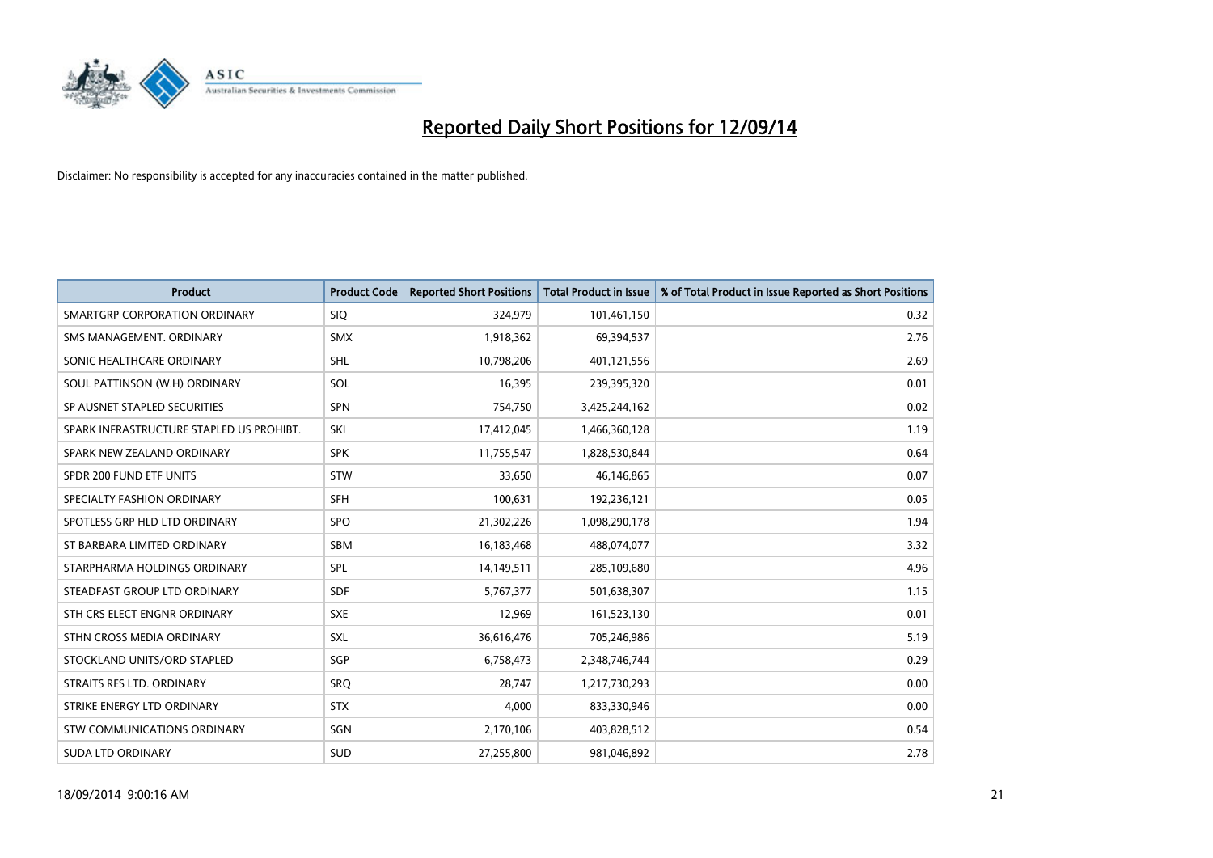# Reported Daily Short Positions for 12/09/14

Disclaimer: No responsibility is accepted for any inaccuracies contained in the matter published.

| Product | Product Code | Reported Short Positions | Total Product in Issue | % of Total Product in Issue Reported as Short Positions |
|---|---|---|---|---|
| SMARTGRP CORPORATION ORDINARY | SIQ | 324,979 | 101,461,150 | 0.32 |
| SMS MANAGEMENT. ORDINARY | SMX | 1,918,362 | 69,394,537 | 2.76 |
| SONIC HEALTHCARE ORDINARY | SHL | 10,798,206 | 401,121,556 | 2.69 |
| SOUL PATTINSON (W.H) ORDINARY | SOL | 16,395 | 239,395,320 | 0.01 |
| SP AUSNET STAPLED SECURITIES | SPN | 754,750 | 3,425,244,162 | 0.02 |
| SPARK INFRASTRUCTURE STAPLED US PROHIBT. | SKI | 17,412,045 | 1,466,360,128 | 1.19 |
| SPARK NEW ZEALAND ORDINARY | SPK | 11,755,547 | 1,828,530,844 | 0.64 |
| SPDR 200 FUND ETF UNITS | STW | 33,650 | 46,146,865 | 0.07 |
| SPECIALTY FASHION ORDINARY | SFH | 100,631 | 192,236,121 | 0.05 |
| SPOTLESS GRP HLD LTD ORDINARY | SPO | 21,302,226 | 1,098,290,178 | 1.94 |
| ST BARBARA LIMITED ORDINARY | SBM | 16,183,468 | 488,074,077 | 3.32 |
| STARPHARMA HOLDINGS ORDINARY | SPL | 14,149,511 | 285,109,680 | 4.96 |
| STEADFAST GROUP LTD ORDINARY | SDF | 5,767,377 | 501,638,307 | 1.15 |
| STH CRS ELECT ENGNR ORDINARY | SXE | 12,969 | 161,523,130 | 0.01 |
| STHN CROSS MEDIA ORDINARY | SXL | 36,616,476 | 705,246,986 | 5.19 |
| STOCKLAND UNITS/ORD STAPLED | SGP | 6,758,473 | 2,348,746,744 | 0.29 |
| STRAITS RES LTD. ORDINARY | SRQ | 28,747 | 1,217,730,293 | 0.00 |
| STRIKE ENERGY LTD ORDINARY | STX | 4,000 | 833,330,946 | 0.00 |
| STW COMMUNICATIONS ORDINARY | SGN | 2,170,106 | 403,828,512 | 0.54 |
| SUDA LTD ORDINARY | SUD | 27,255,800 | 981,046,892 | 2.78 |

18/09/2014 9:00:16 AM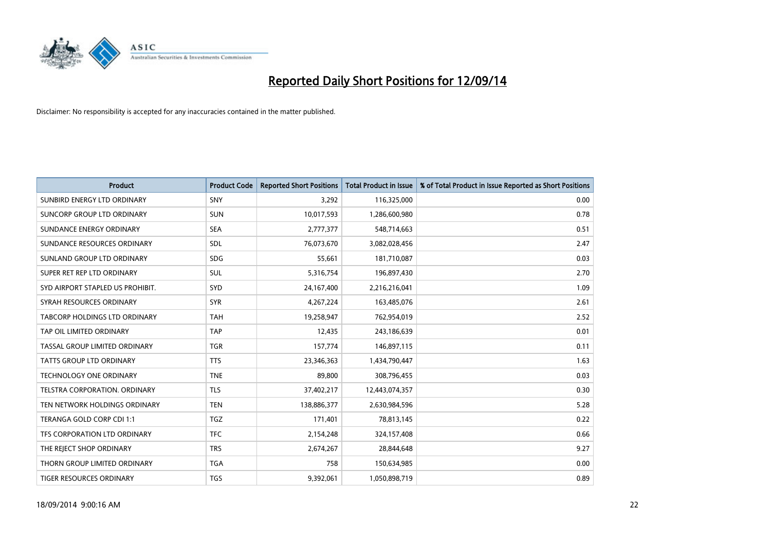# Reported Daily Short Positions for 12/09/14

Disclaimer: No responsibility is accepted for any inaccuracies contained in the matter published.

| Product | Product Code | Reported Short Positions | Total Product in Issue | % of Total Product in Issue Reported as Short Positions |
| --- | --- | --- | --- | --- |
| SUNBIRD ENERGY LTD ORDINARY | SNY | 3,292 | 116,325,000 | 0.00 |
| SUNCORP GROUP LTD ORDINARY | SUN | 10,017,593 | 1,286,600,980 | 0.78 |
| SUNDANCE ENERGY ORDINARY | SEA | 2,777,377 | 548,714,663 | 0.51 |
| SUNDANCE RESOURCES ORDINARY | SDL | 76,073,670 | 3,082,028,456 | 2.47 |
| SUNLAND GROUP LTD ORDINARY | SDG | 55,661 | 181,710,087 | 0.03 |
| SUPER RET REP LTD ORDINARY | SUL | 5,316,754 | 196,897,430 | 2.70 |
| SYD AIRPORT STAPLED US PROHIBIT. | SYD | 24,167,400 | 2,216,216,041 | 1.09 |
| SYRAH RESOURCES ORDINARY | SYR | 4,267,224 | 163,485,076 | 2.61 |
| TABCORP HOLDINGS LTD ORDINARY | TAH | 19,258,947 | 762,954,019 | 2.52 |
| TAP OIL LIMITED ORDINARY | TAP | 12,435 | 243,186,639 | 0.01 |
| TASSAL GROUP LIMITED ORDINARY | TGR | 157,774 | 146,897,115 | 0.11 |
| TATTS GROUP LTD ORDINARY | TTS | 23,346,363 | 1,434,790,447 | 1.63 |
| TECHNOLOGY ONE ORDINARY | TNE | 89,800 | 308,796,455 | 0.03 |
| TELSTRA CORPORATION. ORDINARY | TLS | 37,402,217 | 12,443,074,357 | 0.30 |
| TEN NETWORK HOLDINGS ORDINARY | TEN | 138,886,377 | 2,630,984,596 | 5.28 |
| TERANGA GOLD CORP CDI 1:1 | TGZ | 171,401 | 78,813,145 | 0.22 |
| TFS CORPORATION LTD ORDINARY | TFC | 2,154,248 | 324,157,408 | 0.66 |
| THE REJECT SHOP ORDINARY | TRS | 2,674,267 | 28,844,648 | 9.27 |
| THORN GROUP LIMITED ORDINARY | TGA | 758 | 150,634,985 | 0.00 |
| TIGER RESOURCES ORDINARY | TGS | 9,392,061 | 1,050,898,719 | 0.89 |

18/09/2014 9:00:16 AM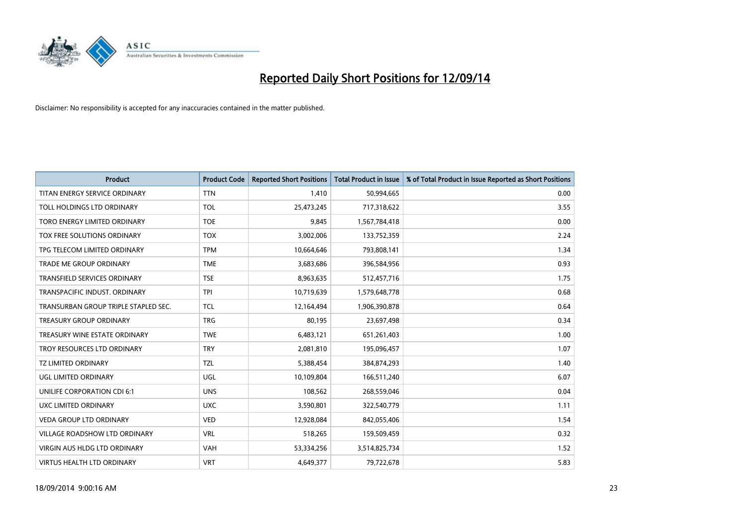# Reported Daily Short Positions for 12/09/14

Disclaimer: No responsibility is accepted for any inaccuracies contained in the matter published.

| Product | Product Code | Reported Short Positions | Total Product in Issue | % of Total Product in Issue Reported as Short Positions |
|---|---|---|---|---|
| TITAN ENERGY SERVICE ORDINARY | TTN | 1,410 | 50,994,665 | 0.00 |
| TOLL HOLDINGS LTD ORDINARY | TOL | 25,473,245 | 717,318,622 | 3.55 |
| TORO ENERGY LIMITED ORDINARY | TOE | 9,845 | 1,567,784,418 | 0.00 |
| TOX FREE SOLUTIONS ORDINARY | TOX | 3,002,006 | 133,752,359 | 2.24 |
| TPG TELECOM LIMITED ORDINARY | TPM | 10,664,646 | 793,808,141 | 1.34 |
| TRADE ME GROUP ORDINARY | TME | 3,683,686 | 396,584,956 | 0.93 |
| TRANSFIELD SERVICES ORDINARY | TSE | 8,963,635 | 512,457,716 | 1.75 |
| TRANSPACIFIC INDUST. ORDINARY | TPI | 10,719,639 | 1,579,648,778 | 0.68 |
| TRANSURBAN GROUP TRIPLE STAPLED SEC. | TCL | 12,164,494 | 1,906,390,878 | 0.64 |
| TREASURY GROUP ORDINARY | TRG | 80,195 | 23,697,498 | 0.34 |
| TREASURY WINE ESTATE ORDINARY | TWE | 6,483,121 | 651,261,403 | 1.00 |
| TROY RESOURCES LTD ORDINARY | TRY | 2,081,810 | 195,096,457 | 1.07 |
| TZ LIMITED ORDINARY | TZL | 5,388,454 | 384,874,293 | 1.40 |
| UGL LIMITED ORDINARY | UGL | 10,109,804 | 166,511,240 | 6.07 |
| UNILIFE CORPORATION CDI 6:1 | UNS | 108,562 | 268,559,046 | 0.04 |
| UXC LIMITED ORDINARY | UXC | 3,590,801 | 322,540,779 | 1.11 |
| VEDA GROUP LTD ORDINARY | VED | 12,928,084 | 842,055,406 | 1.54 |
| VILLAGE ROADSHOW LTD ORDINARY | VRL | 518,265 | 159,509,459 | 0.32 |
| VIRGIN AUS HLDG LTD ORDINARY | VAH | 53,334,256 | 3,514,825,734 | 1.52 |
| VIRTUS HEALTH LTD ORDINARY | VRT | 4,649,377 | 79,722,678 | 5.83 |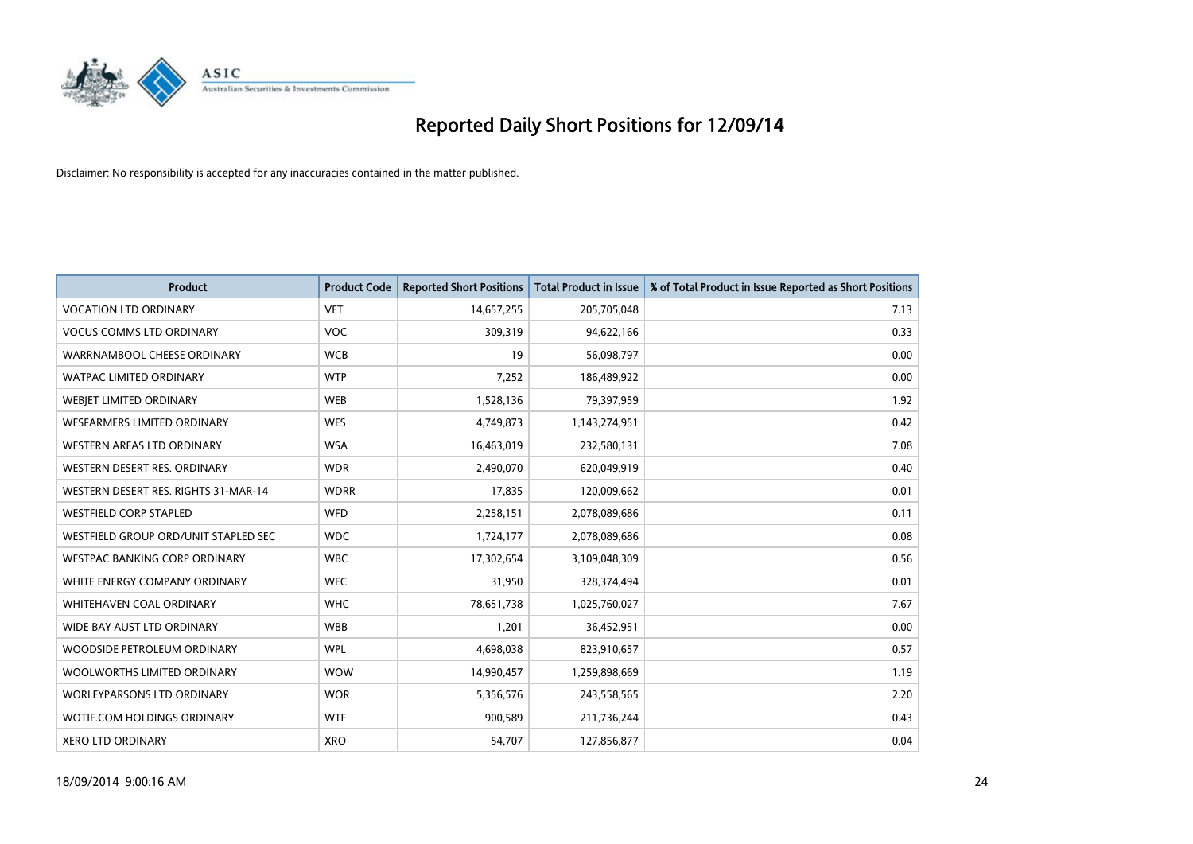# Reported Daily Short Positions for 12/09/14

Disclaimer: No responsibility is accepted for any inaccuracies contained in the matter published.

| Product | Product Code | Reported Short Positions | Total Product in Issue | % of Total Product in Issue Reported as Short Positions |
|---|---|---|---|---|
| VOCATION LTD ORDINARY | VET | 14,657,255 | 205,705,048 | 7.13 |
| VOCUS COMMS LTD ORDINARY | VOC | 309,319 | 94,622,166 | 0.33 |
| WARRNAMBOOL CHEESE ORDINARY | WCB | 19 | 56,098,797 | 0.00 |
| WATPAC LIMITED ORDINARY | WTP | 7,252 | 186,489,922 | 0.00 |
| WEBJET LIMITED ORDINARY | WEB | 1,528,136 | 79,397,959 | 1.92 |
| WESFARMERS LIMITED ORDINARY | WES | 4,749,873 | 1,143,274,951 | 0.42 |
| WESTERN AREAS LTD ORDINARY | WSA | 16,463,019 | 232,580,131 | 7.08 |
| WESTERN DESERT RES. ORDINARY | WDR | 2,490,070 | 620,049,919 | 0.40 |
| WESTERN DESERT RES. RIGHTS 31-MAR-14 | WDRR | 17,835 | 120,009,662 | 0.01 |
| WESTFIELD CORP STAPLED | WFD | 2,258,151 | 2,078,089,686 | 0.11 |
| WESTFIELD GROUP ORD/UNIT STAPLED SEC | WDC | 1,724,177 | 2,078,089,686 | 0.08 |
| WESTPAC BANKING CORP ORDINARY | WBC | 17,302,654 | 3,109,048,309 | 0.56 |
| WHITE ENERGY COMPANY ORDINARY | WEC | 31,950 | 328,374,494 | 0.01 |
| WHITEHAVEN COAL ORDINARY | WHC | 78,651,738 | 1,025,760,027 | 7.67 |
| WIDE BAY AUST LTD ORDINARY | WBB | 1,201 | 36,452,951 | 0.00 |
| WOODSIDE PETROLEUM ORDINARY | WPL | 4,698,038 | 823,910,657 | 0.57 |
| WOOLWORTHS LIMITED ORDINARY | WOW | 14,990,457 | 1,259,898,669 | 1.19 |
| WORLEYPARSONS LTD ORDINARY | WOR | 5,356,576 | 243,558,565 | 2.20 |
| WOTIF.COM HOLDINGS ORDINARY | WTF | 900,589 | 211,736,244 | 0.43 |
| XERO LTD ORDINARY | XRO | 54,707 | 127,856,877 | 0.04 |

18/09/2014 9:00:16 AM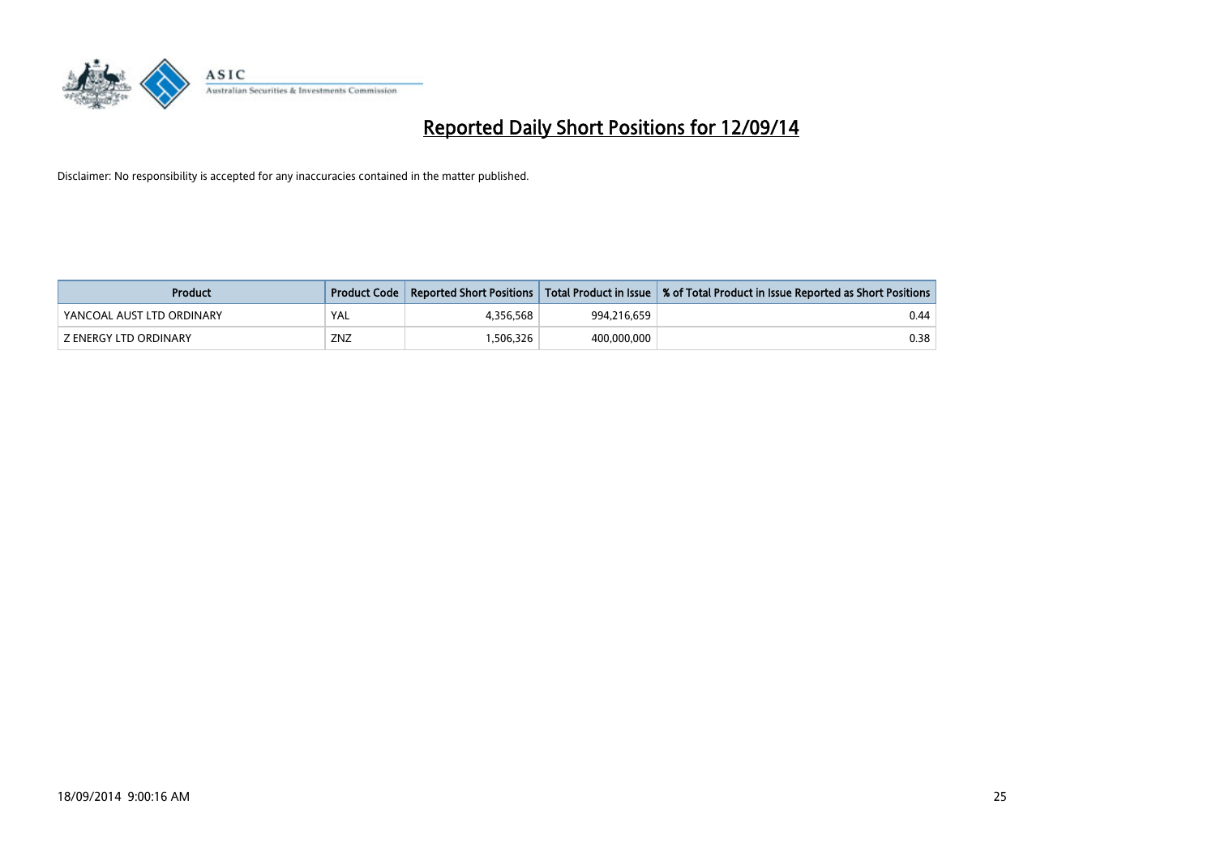# Reported Daily Short Positions for 12/09/14

Disclaimer: No responsibility is accepted for any inaccuracies contained in the matter published.

| Product | Product Code | Reported Short Positions | Total Product in Issue | % of Total Product in Issue Reported as Short Positions |
|---|---|---|---|---|
| YANCOAL AUST LTD ORDINARY | YAL | 4,356,568 | 994,216,659 | 0.44 |
| Z ENERGY LTD ORDINARY | ZNZ | 1,506,326 | 400,000,000 | 0.38 |

18/09/2014 9:00:16 AM